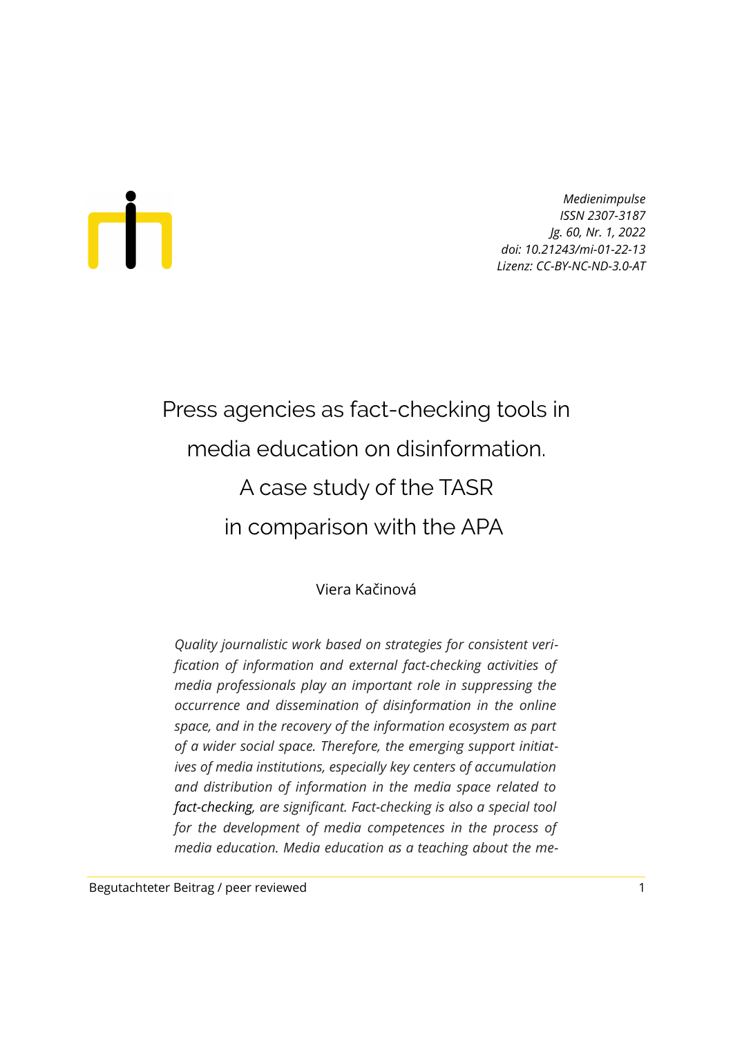*Medienimpulse*
*ISSN 2307-3187*
*Jg. 60, Nr. 1, 2022*
*doi: 10.21243/mi-01-22-13*
*Lizenz: CC-BY-NC-ND-3.0-AT*

# Press agencies as fact-checking tools in media education on disinformation. A case study of the TASR in comparison with the APA

Viera Kačinová

*Quality journalistic work based on strategies for consistent verification of information and external fact-checking activities of media professionals play an important role in suppressing the occurrence and dissemination of disinformation in the online space, and in the recovery of the information ecosystem as part of a wider social space. Therefore, the emerging support initiatives of media institutions, especially key centers of accumulation and distribution of information in the media space related to* ***fact-checking****, are significant. Fact-checking is also a special tool for the development of media competences in the process of media education. Media education as a teaching about the me-*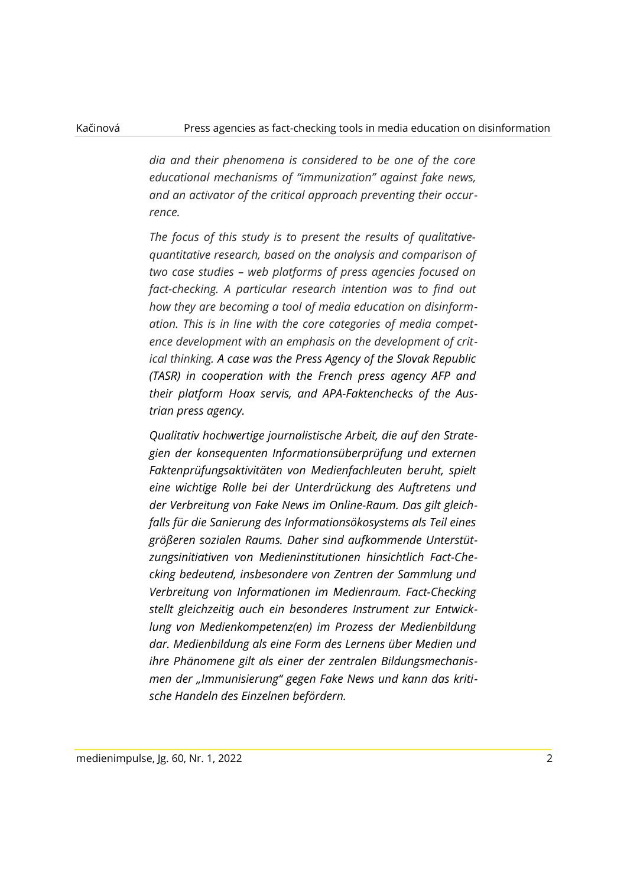*dia and their phenomena is considered to be one of the core educational mechanisms of "immunization" against fake news, and an activator of the critical approach preventing their occurrence.*

*The focus of this study is to present the results of qualitative-quantitative research, based on the analysis and comparison of two case studies – web platforms of press agencies focused on fact-checking. A particular research intention was to find out how they are becoming a tool of media education on disinformation. This is in line with the core categories of media competence development with an emphasis on the development of critical thinking. A case was the Press Agency of the Slovak Republic (TASR) in cooperation with the French press agency AFP and their platform Hoax servis, and APA-Faktenchecks of the Austrian press agency.*

*Qualitativ hochwertige journalistische Arbeit, die auf den Strategien der konsequenten Informationsüberprüfung und externen Faktenprüfungsaktivitäten von Medienfachleuten beruht, spielt eine wichtige Rolle bei der Unterdrückung des Auftretens und der Verbreitung von Fake News im Online-Raum. Das gilt gleichfalls für die Sanierung des Informationsökosystems als Teil eines größeren sozialen Raums. Daher sind aufkommende Unterstützungsinitiativen von Medieninstitutionen hinsichtlich Fact-Checking bedeutend, insbesondere von Zentren der Sammlung und Verbreitung von Informationen im Medienraum. Fact-Checking stellt gleichzeitig auch ein besonderes Instrument zur Entwicklung von Medienkompetenz(en) im Prozess der Medienbildung dar. Medienbildung als eine Form des Lernens über Medien und ihre Phänomene gilt als einer der zentralen Bildungsmechanismen der „Immunisierung" gegen Fake News und kann das kritische Handeln des Einzelnen befördern.*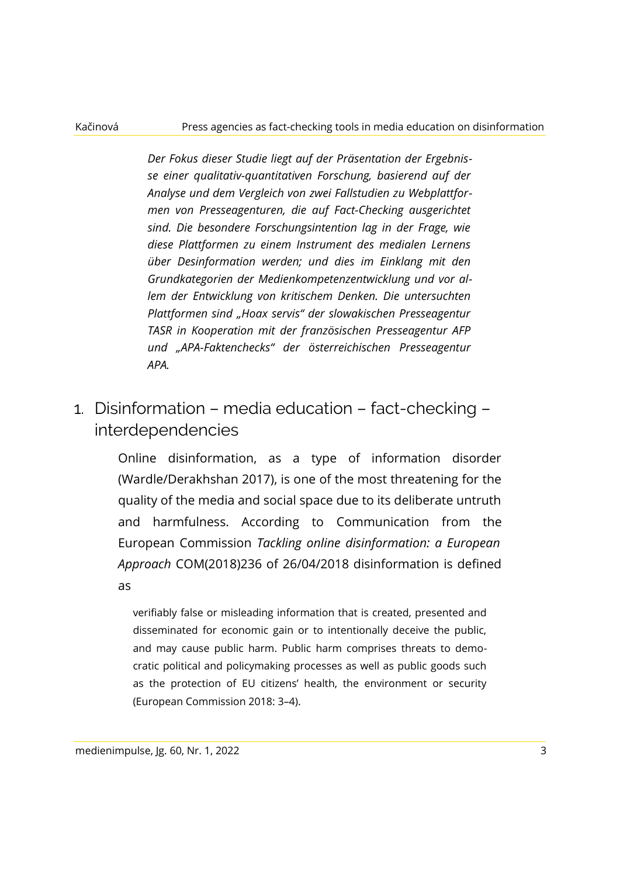*Der Fokus dieser Studie liegt auf der Präsentation der Ergebnisse einer qualitativ-quantitativen Forschung, basierend auf der Analyse und dem Vergleich von zwei Fallstudien zu Webplattformen von Presseagenturen, die auf Fact-Checking ausgerichtet sind. Die besondere Forschungsintention lag in der Frage, wie diese Plattformen zu einem Instrument des medialen Lernens über Desinformation werden; und dies im Einklang mit den Grundkategorien der Medienkompetenzentwicklung und vor allem der Entwicklung von kritischem Denken. Die untersuchten Plattformen sind „Hoax servis" der slowakischen Presseagentur TASR in Kooperation mit der französischen Presseagentur AFP und „APA-Faktenchecks" der österreichischen Presseagentur APA.*

## 1. Disinformation – media education – fact-checking – interdependencies

Online disinformation, as a type of information disorder (Wardle/Derakhshan 2017), is one of the most threatening for the quality of the media and social space due to its deliberate untruth and harmfulness. According to Communication from the European Commission *Tackling online disinformation: a European Approach* COM(2018)236 of 26/04/2018 disinformation is defined as

> verifiably false or misleading information that is created, presented and disseminated for economic gain or to intentionally deceive the public, and may cause public harm. Public harm comprises threats to democratic political and policymaking processes as well as public goods such as the protection of EU citizens' health, the environment or security (European Commission 2018: 3–4).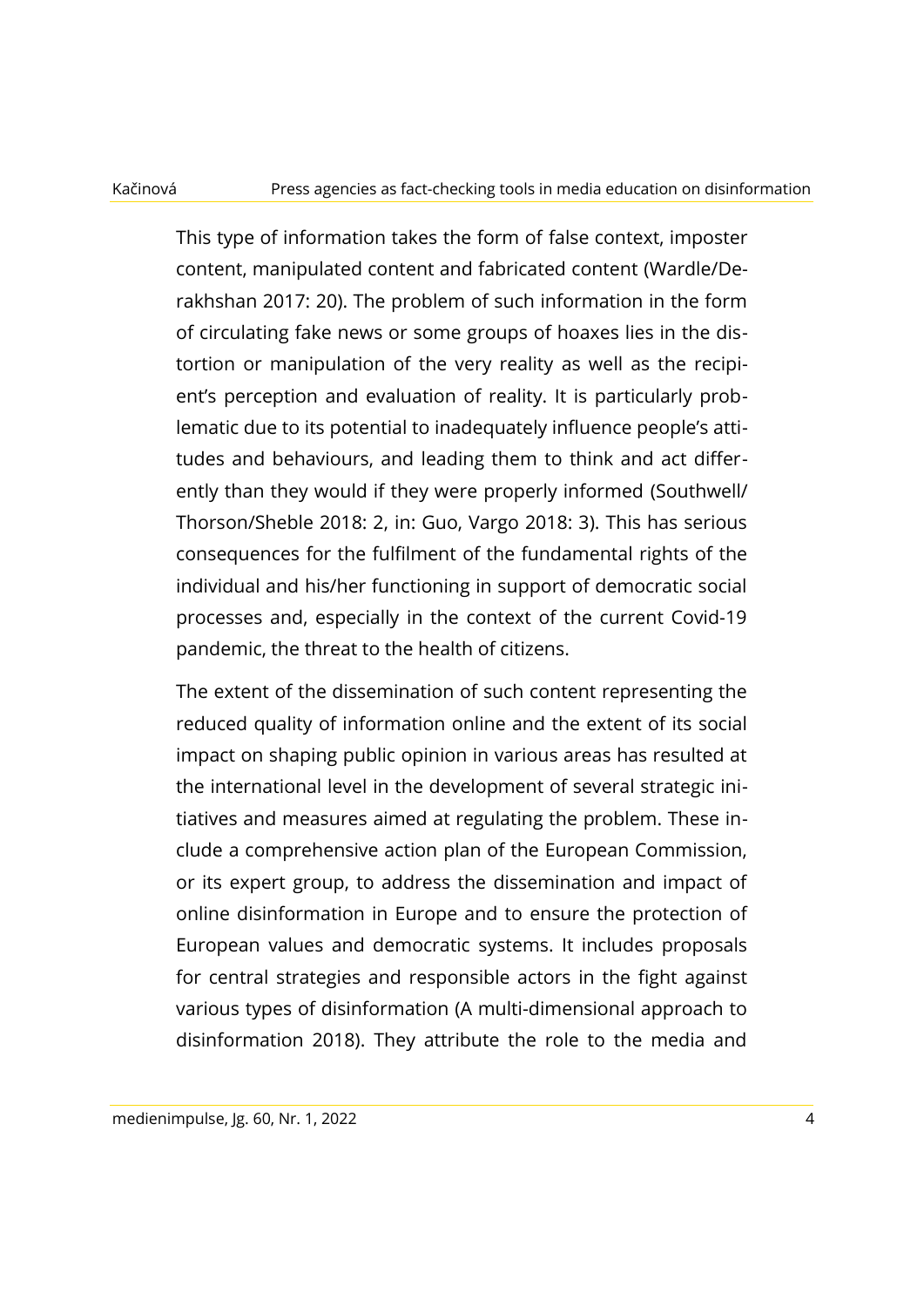This type of information takes the form of false context, imposter content, manipulated content and fabricated content (Wardle/Derakhshan 2017: 20). The problem of such information in the form of circulating fake news or some groups of hoaxes lies in the distortion or manipulation of the very reality as well as the recipient's perception and evaluation of reality. It is particularly problematic due to its potential to inadequately influence people's attitudes and behaviours, and leading them to think and act differently than they would if they were properly informed (Southwell/Thorson/Sheble 2018: 2, in: Guo, Vargo 2018: 3). This has serious consequences for the fulfilment of the fundamental rights of the individual and his/her functioning in support of democratic social processes and, especially in the context of the current Covid-19 pandemic, the threat to the health of citizens.

The extent of the dissemination of such content representing the reduced quality of information online and the extent of its social impact on shaping public opinion in various areas has resulted at the international level in the development of several strategic initiatives and measures aimed at regulating the problem. These include a comprehensive action plan of the European Commission, or its expert group, to address the dissemination and impact of online disinformation in Europe and to ensure the protection of European values and democratic systems. It includes proposals for central strategies and responsible actors in the fight against various types of disinformation (A multi-dimensional approach to disinformation 2018). They attribute the role to the media and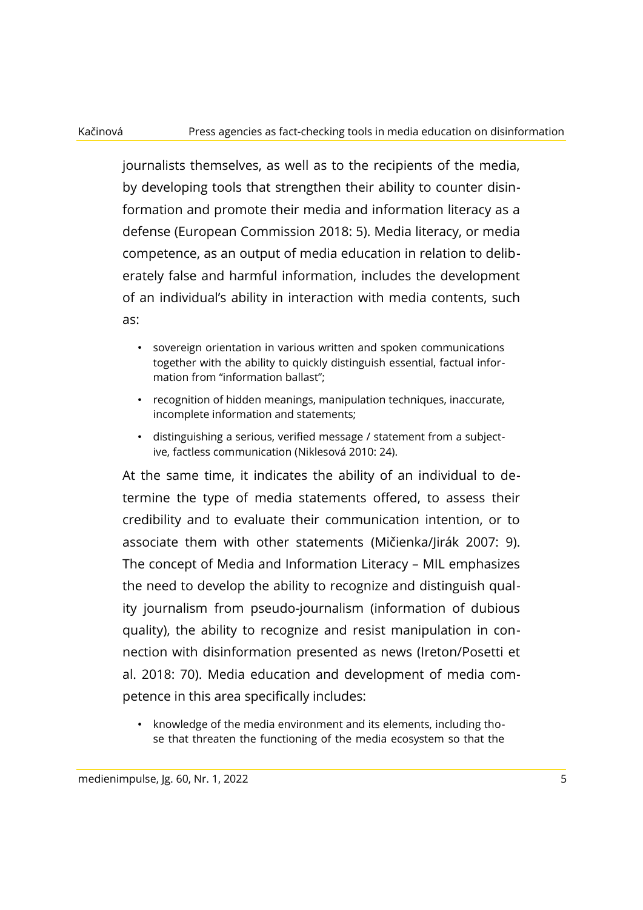journalists themselves, as well as to the recipients of the media, by developing tools that strengthen their ability to counter disinformation and promote their media and information literacy as a defense (European Commission 2018: 5). Media literacy, or media competence, as an output of media education in relation to deliberately false and harmful information, includes the development of an individual's ability in interaction with media contents, such as:

- sovereign orientation in various written and spoken communications together with the ability to quickly distinguish essential, factual information from "information ballast";
- recognition of hidden meanings, manipulation techniques, inaccurate, incomplete information and statements;
- distinguishing a serious, verified message / statement from a subjective, factless communication (Niklesová 2010: 24).

At the same time, it indicates the ability of an individual to determine the type of media statements offered, to assess their credibility and to evaluate their communication intention, or to associate them with other statements (Mičienka/Jirák 2007: 9). The concept of Media and Information Literacy – MIL emphasizes the need to develop the ability to recognize and distinguish quality journalism from pseudo-journalism (information of dubious quality), the ability to recognize and resist manipulation in connection with disinformation presented as news (Ireton/Posetti et al. 2018: 70). Media education and development of media competence in this area specifically includes:

- knowledge of the media environment and its elements, including those that threaten the functioning of the media ecosystem so that the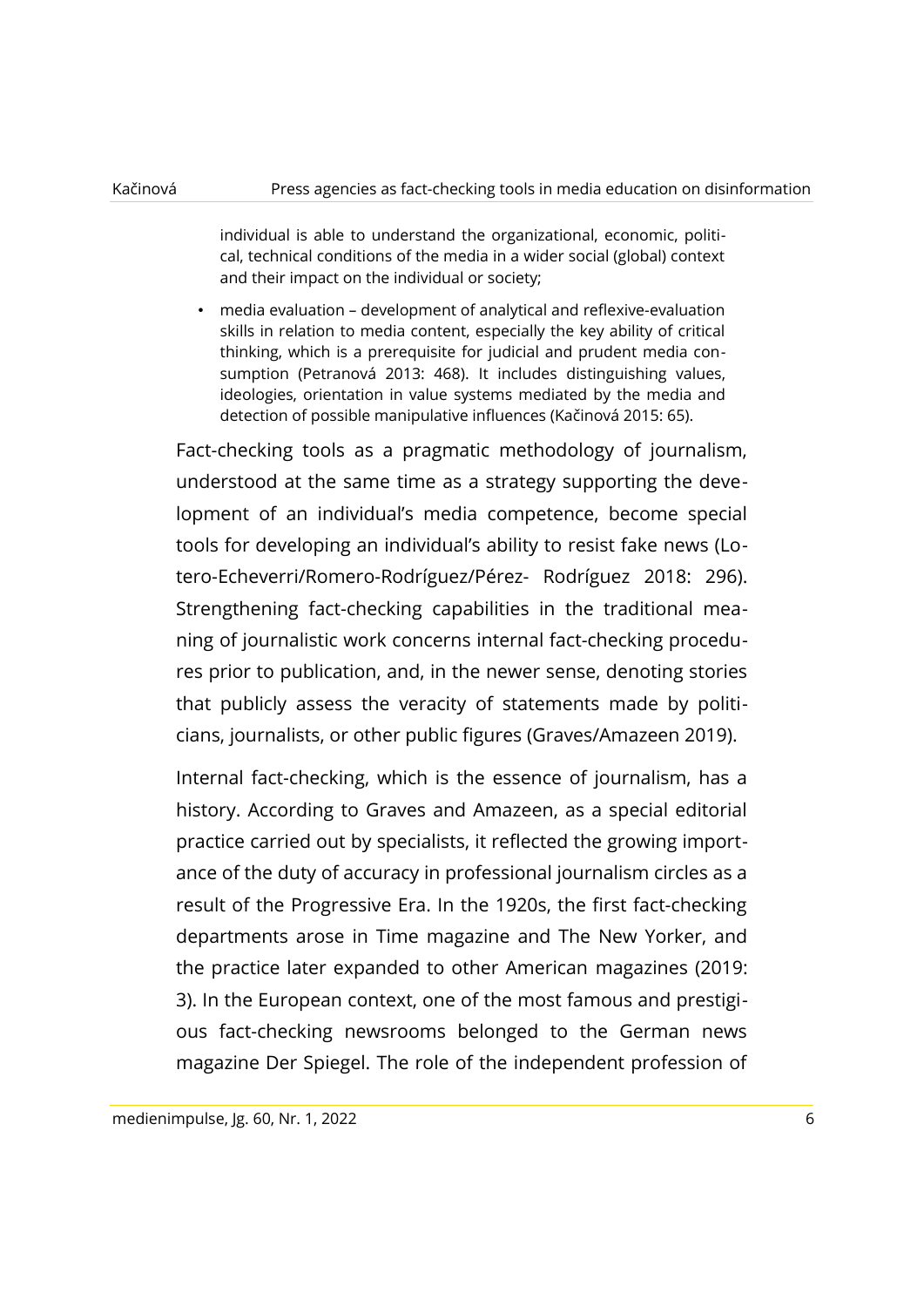individual is able to understand the organizational, economic, political, technical conditions of the media in a wider social (global) context and their impact on the individual or society;

- media evaluation – development of analytical and reflexive-evaluation skills in relation to media content, especially the key ability of critical thinking, which is a prerequisite for judicial and prudent media consumption (Petranová 2013: 468). It includes distinguishing values, ideologies, orientation in value systems mediated by the media and detection of possible manipulative influences (Kačinová 2015: 65).

Fact-checking tools as a pragmatic methodology of journalism, understood at the same time as a strategy supporting the development of an individual's media competence, become special tools for developing an individual's ability to resist fake news (Lotero-Echeverri/Romero-Rodríguez/Pérez- Rodríguez 2018: 296). Strengthening fact-checking capabilities in the traditional meaning of journalistic work concerns internal fact-checking procedures prior to publication, and, in the newer sense, denoting stories that publicly assess the veracity of statements made by politicians, journalists, or other public figures (Graves/Amazeen 2019).

Internal fact-checking, which is the essence of journalism, has a history. According to Graves and Amazeen, as a special editorial practice carried out by specialists, it reflected the growing importance of the duty of accuracy in professional journalism circles as a result of the Progressive Era. In the 1920s, the first fact-checking departments arose in Time magazine and The New Yorker, and the practice later expanded to other American magazines (2019: 3). In the European context, one of the most famous and prestigious fact-checking newsrooms belonged to the German news magazine Der Spiegel. The role of the independent profession of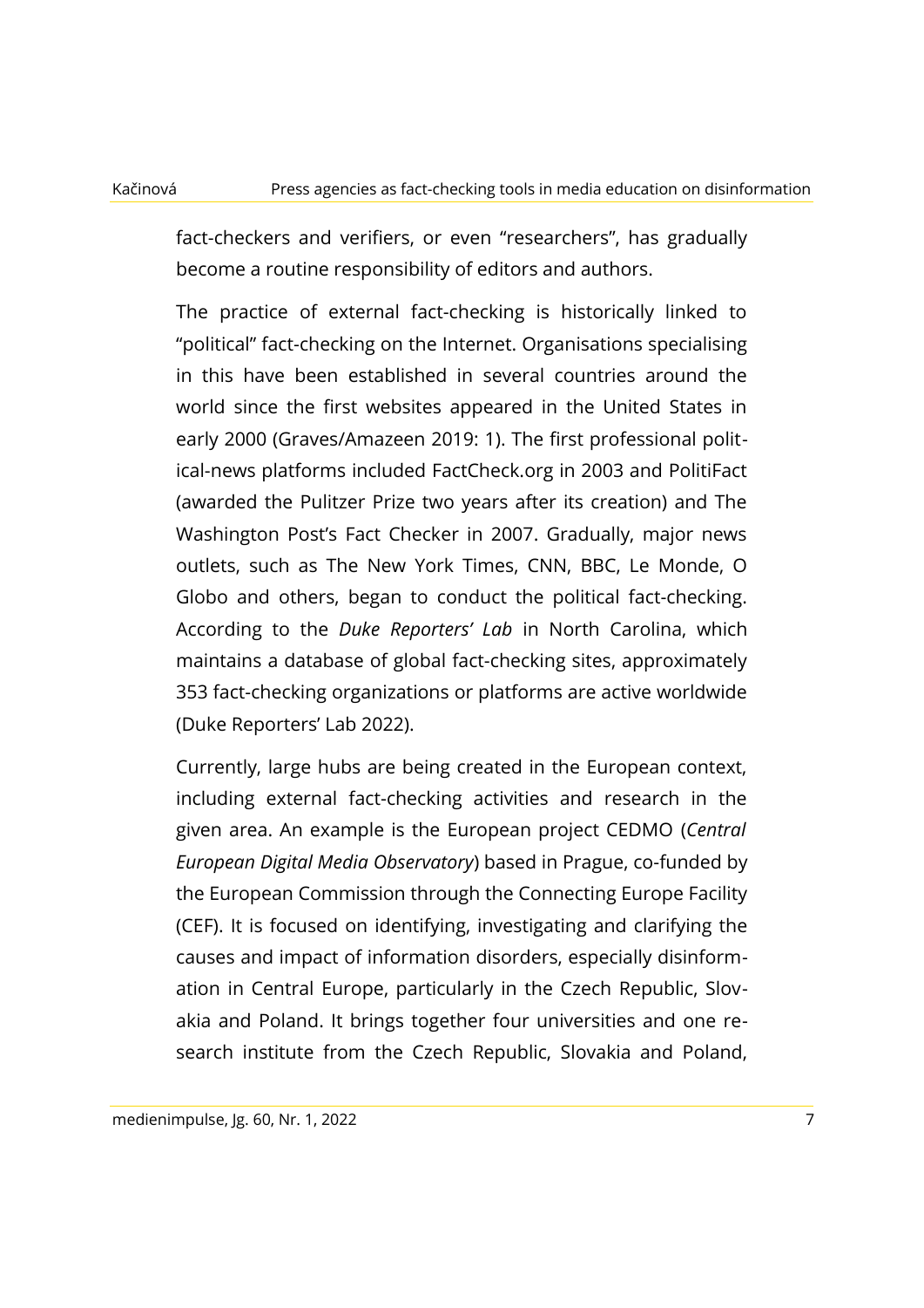fact-checkers and verifiers, or even "researchers", has gradually become a routine responsibility of editors and authors.

The practice of external fact-checking is historically linked to "political" fact-checking on the Internet. Organisations specialising in this have been established in several countries around the world since the first websites appeared in the United States in early 2000 (Graves/Amazeen 2019: 1). The first professional political-news platforms included FactCheck.org in 2003 and PolitiFact (awarded the Pulitzer Prize two years after its creation) and The Washington Post's Fact Checker in 2007. Gradually, major news outlets, such as The New York Times, CNN, BBC, Le Monde, O Globo and others, began to conduct the political fact-checking. According to the *Duke Reporters' Lab* in North Carolina, which maintains a database of global fact-checking sites, approximately 353 fact-checking organizations or platforms are active worldwide (Duke Reporters' Lab 2022).

Currently, large hubs are being created in the European context, including external fact-checking activities and research in the given area. An example is the European project CEDMO (*Central European Digital Media Observatory*) based in Prague, co-funded by the European Commission through the Connecting Europe Facility (CEF). It is focused on identifying, investigating and clarifying the causes and impact of information disorders, especially disinformation in Central Europe, particularly in the Czech Republic, Slovakia and Poland. It brings together four universities and one research institute from the Czech Republic, Slovakia and Poland,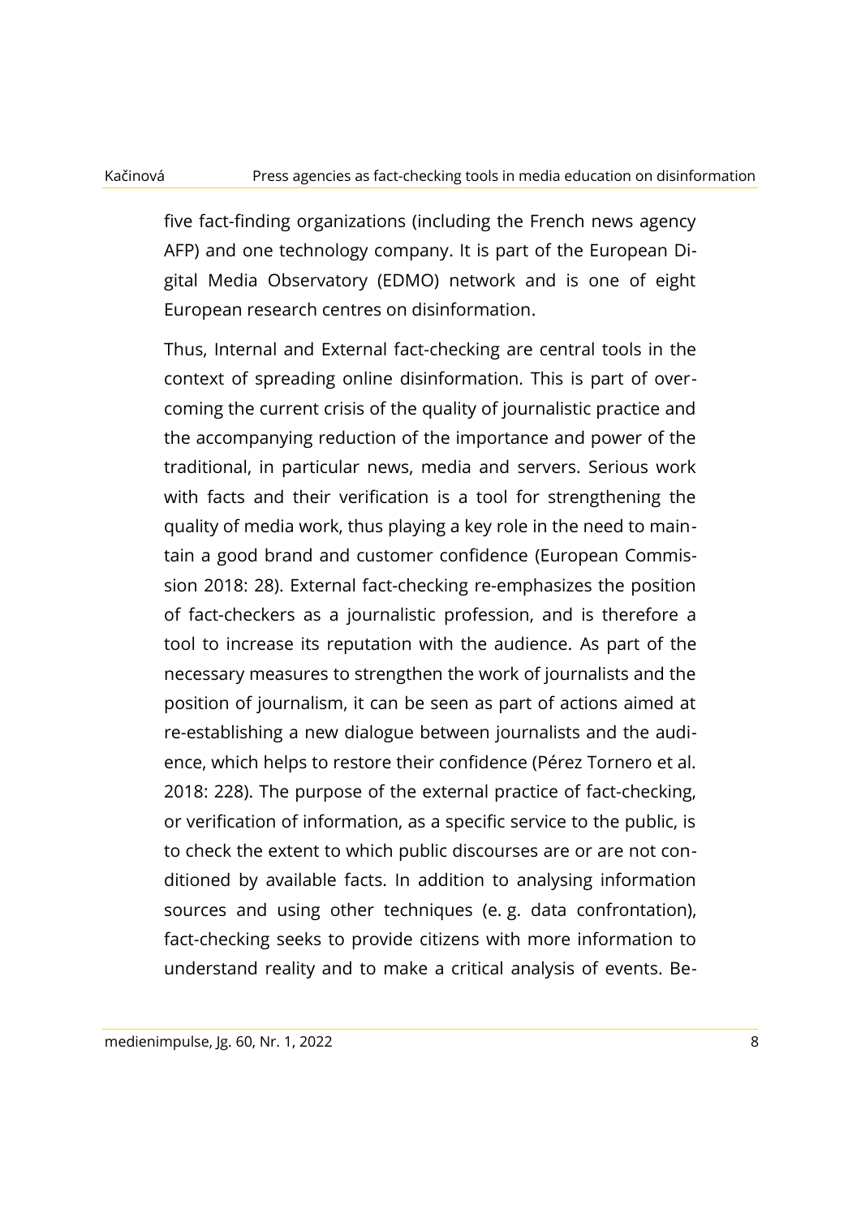five fact-finding organizations (including the French news agency AFP) and one technology company. It is part of the European Digital Media Observatory (EDMO) network and is one of eight European research centres on disinformation.

Thus, Internal and External fact-checking are central tools in the context of spreading online disinformation. This is part of overcoming the current crisis of the quality of journalistic practice and the accompanying reduction of the importance and power of the traditional, in particular news, media and servers. Serious work with facts and their verification is a tool for strengthening the quality of media work, thus playing a key role in the need to maintain a good brand and customer confidence (European Commission 2018: 28). External fact-checking re-emphasizes the position of fact-checkers as a journalistic profession, and is therefore a tool to increase its reputation with the audience. As part of the necessary measures to strengthen the work of journalists and the position of journalism, it can be seen as part of actions aimed at re-establishing a new dialogue between journalists and the audience, which helps to restore their confidence (Pérez Tornero et al. 2018: 228). The purpose of the external practice of fact-checking, or verification of information, as a specific service to the public, is to check the extent to which public discourses are or are not conditioned by available facts. In addition to analysing information sources and using other techniques (e. g. data confrontation), fact-checking seeks to provide citizens with more information to understand reality and to make a critical analysis of events. Be-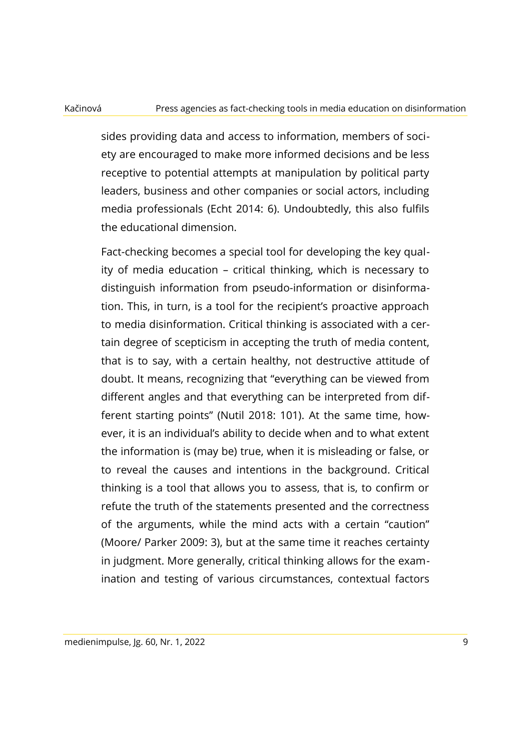sides providing data and access to information, members of society are encouraged to make more informed decisions and be less receptive to potential attempts at manipulation by political party leaders, business and other companies or social actors, including media professionals (Echt 2014: 6). Undoubtedly, this also fulfils the educational dimension.

Fact-checking becomes a special tool for developing the key quality of media education – critical thinking, which is necessary to distinguish information from pseudo-information or disinformation. This, in turn, is a tool for the recipient's proactive approach to media disinformation. Critical thinking is associated with a certain degree of scepticism in accepting the truth of media content, that is to say, with a certain healthy, not destructive attitude of doubt. It means, recognizing that "everything can be viewed from different angles and that everything can be interpreted from different starting points" (Nutil 2018: 101). At the same time, however, it is an individual's ability to decide when and to what extent the information is (may be) true, when it is misleading or false, or to reveal the causes and intentions in the background. Critical thinking is a tool that allows you to assess, that is, to confirm or refute the truth of the statements presented and the correctness of the arguments, while the mind acts with a certain "caution" (Moore/ Parker 2009: 3), but at the same time it reaches certainty in judgment. More generally, critical thinking allows for the examination and testing of various circumstances, contextual factors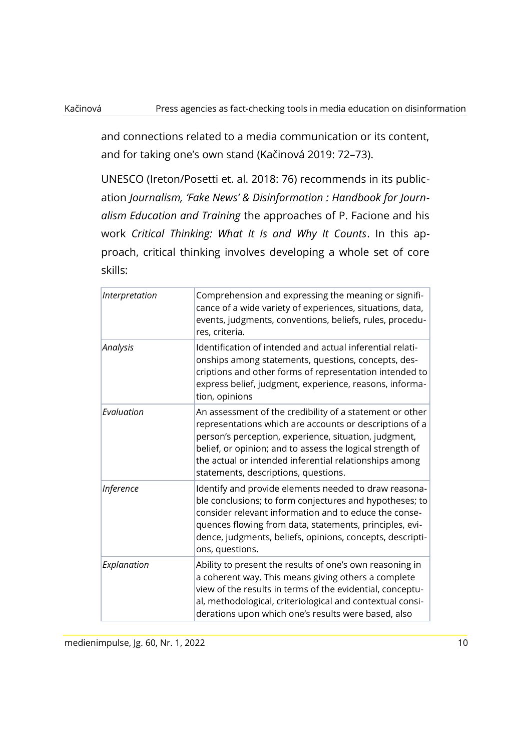and connections related to a media communication or its content, and for taking one's own stand (Kačinová 2019: 72–73).

UNESCO (Ireton/Posetti et. al. 2018: 76) recommends in its publication *Journalism, 'Fake News' & Disinformation : Handbook for Journalism Education and Training* the approaches of P. Facione and his work *Critical Thinking: What It Is and Why It Counts*. In this approach, critical thinking involves developing a whole set of core skills:

| | |
|---|---|
| *Interpretation* | Comprehension and expressing the meaning or significance of a wide variety of experiences, situations, data, events, judgments, conventions, beliefs, rules, procedures, criteria. |
| *Analysis* | Identification of intended and actual inferential relationships among statements, questions, concepts, descriptions and other forms of representation intended to express belief, judgment, experience, reasons, information, opinions |
| *Evaluation* | An assessment of the credibility of a statement or other representations which are accounts or descriptions of a person's perception, experience, situation, judgment, belief, or opinion; and to assess the logical strength of the actual or intended inferential relationships among statements, descriptions, questions. |
| *Inference* | Identify and provide elements needed to draw reasonable conclusions; to form conjectures and hypotheses; to consider relevant information and to educe the consequences flowing from data, statements, principles, evidence, judgments, beliefs, opinions, concepts, descriptions, questions. |
| *Explanation* | Ability to present the results of one's own reasoning in a coherent way. This means giving others a complete view of the results in terms of the evidential, conceptual, methodological, criteriological and contextual considerations upon which one's results were based, also |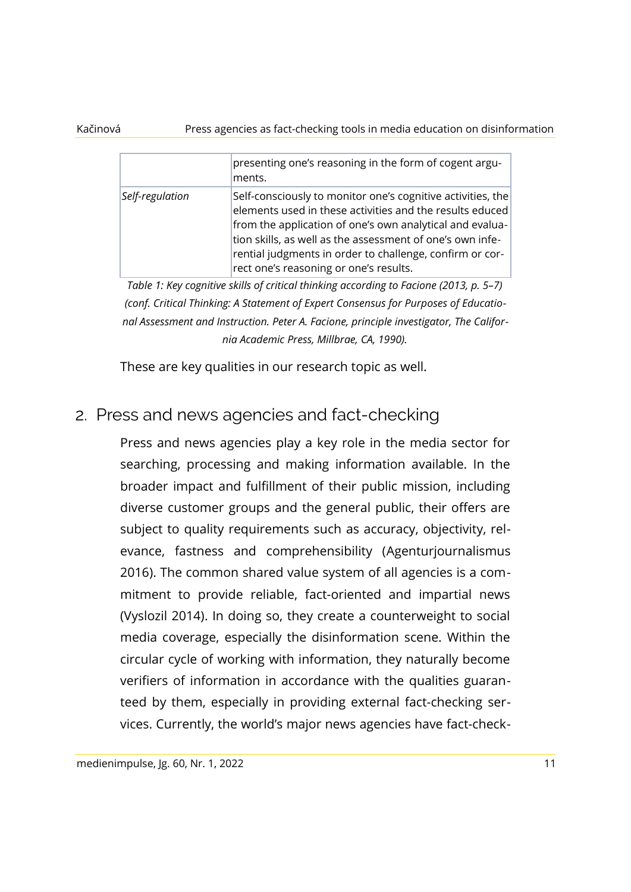| | |
|---|---|
| | presenting one's reasoning in the form of cogent arguments. |
| *Self-regulation* | Self-consciously to monitor one's cognitive activities, the elements used in these activities and the results educed from the application of one's own analytical and evaluation skills, as well as the assessment of one's own inferential judgments in order to challenge, confirm or correct one's reasoning or one's results. |

*Table 1: Key cognitive skills of critical thinking according to Facione (2013, p. 5–7) (conf. Critical Thinking: A Statement of Expert Consensus for Purposes of Educational Assessment and Instruction. Peter A. Facione, principle investigator, The California Academic Press, Millbrae, CA, 1990).*

These are key qualities in our research topic as well.

## 2. Press and news agencies and fact-checking

Press and news agencies play a key role in the media sector for searching, processing and making information available. In the broader impact and fulfillment of their public mission, including diverse customer groups and the general public, their offers are subject to quality requirements such as accuracy, objectivity, relevance, fastness and comprehensibility (Agenturjournalismus 2016). The common shared value system of all agencies is a commitment to provide reliable, fact-oriented and impartial news (Vyslozil 2014). In doing so, they create a counterweight to social media coverage, especially the disinformation scene. Within the circular cycle of working with information, they naturally become verifiers of information in accordance with the qualities guaranteed by them, especially in providing external fact-checking services. Currently, the world's major news agencies have fact-check-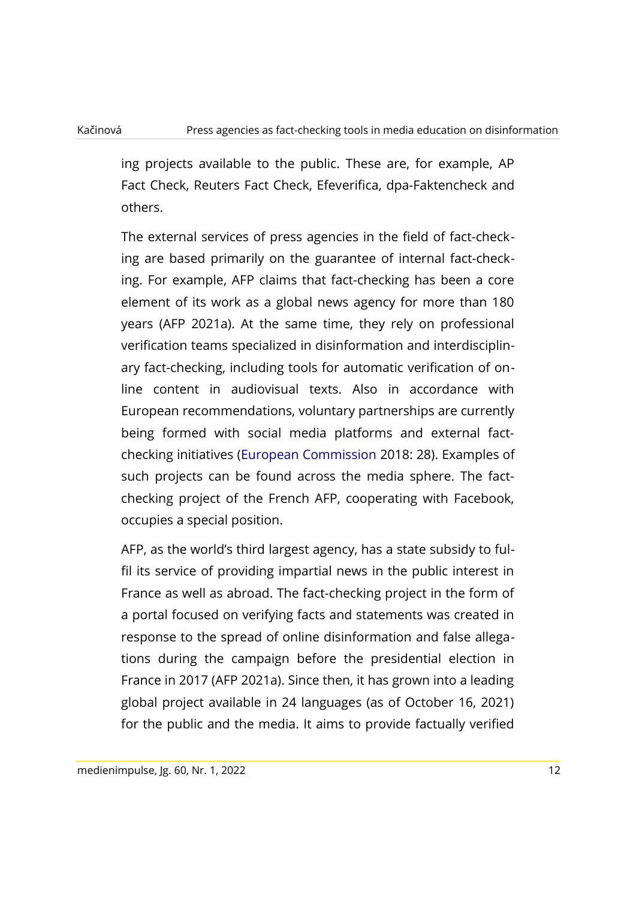ing projects available to the public. These are, for example, AP Fact Check, Reuters Fact Check, Efeverifica, dpa-Faktencheck and others.

The external services of press agencies in the field of fact-checking are based primarily on the guarantee of internal fact-checking. For example, AFP claims that fact-checking has been a core element of its work as a global news agency for more than 180 years (AFP 2021a). At the same time, they rely on professional verification teams specialized in disinformation and interdisciplinary fact-checking, including tools for automatic verification of online content in audiovisual texts. Also in accordance with European recommendations, voluntary partnerships are currently being formed with social media platforms and external fact-checking initiatives (European Commission 2018: 28). Examples of such projects can be found across the media sphere. The fact-checking project of the French AFP, cooperating with Facebook, occupies a special position.

AFP, as the world's third largest agency, has a state subsidy to fulfil its service of providing impartial news in the public interest in France as well as abroad. The fact-checking project in the form of a portal focused on verifying facts and statements was created in response to the spread of online disinformation and false allegations during the campaign before the presidential election in France in 2017 (AFP 2021a). Since then, it has grown into a leading global project available in 24 languages (as of October 16, 2021) for the public and the media. It aims to provide factually verified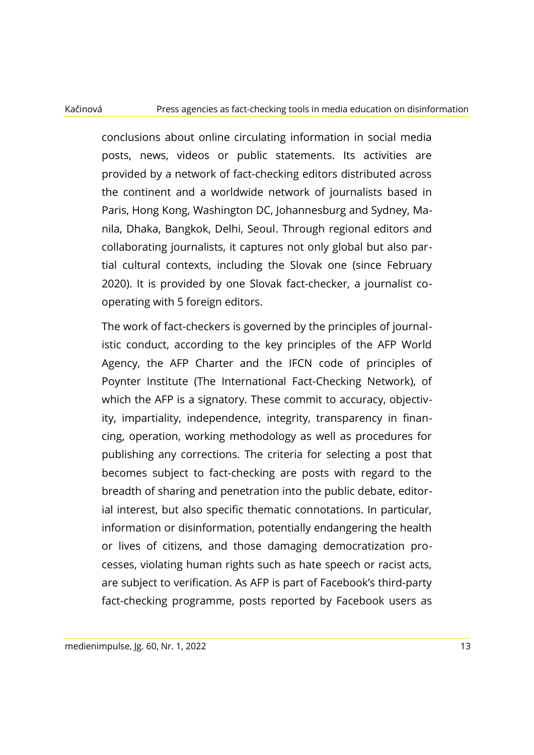conclusions about online circulating information in social media posts, news, videos or public statements. Its activities are provided by a network of fact-checking editors distributed across the continent and a worldwide network of journalists based in Paris, Hong Kong, Washington DC, Johannesburg and Sydney, Manila, Dhaka, Bangkok, Delhi, Seoul. Through regional editors and collaborating journalists, it captures not only global but also partial cultural contexts, including the Slovak one (since February 2020). It is provided by one Slovak fact-checker, a journalist co-operating with 5 foreign editors.

The work of fact-checkers is governed by the principles of journalistic conduct, according to the key principles of the AFP World Agency, the AFP Charter and the IFCN code of principles of Poynter Institute (The International Fact-Checking Network), of which the AFP is a signatory. These commit to accuracy, objectivity, impartiality, independence, integrity, transparency in financing, operation, working methodology as well as procedures for publishing any corrections. The criteria for selecting a post that becomes subject to fact-checking are posts with regard to the breadth of sharing and penetration into the public debate, editorial interest, but also specific thematic connotations. In particular, information or disinformation, potentially endangering the health or lives of citizens, and those damaging democratization processes, violating human rights such as hate speech or racist acts, are subject to verification. As AFP is part of Facebook's third-party fact-checking programme, posts reported by Facebook users as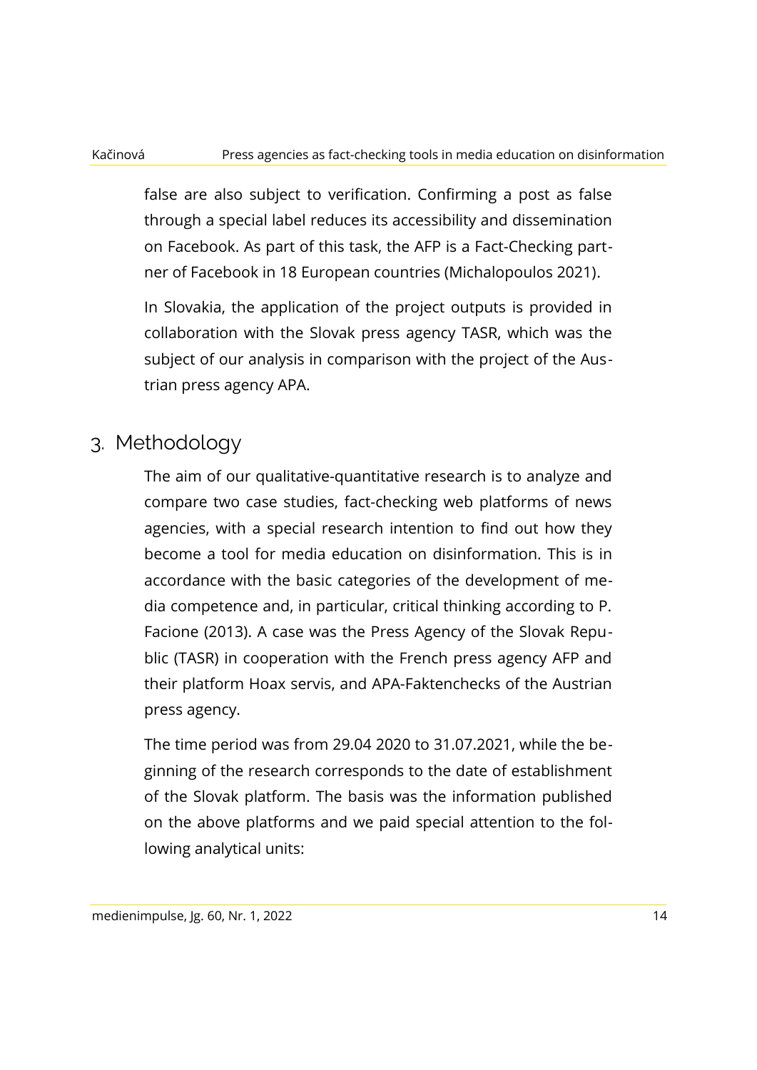false are also subject to verification. Confirming a post as false through a special label reduces its accessibility and dissemination on Facebook. As part of this task, the AFP is a Fact-Checking partner of Facebook in 18 European countries (Michalopoulos 2021).

In Slovakia, the application of the project outputs is provided in collaboration with the Slovak press agency TASR, which was the subject of our analysis in comparison with the project of the Austrian press agency APA.

## 3. Methodology

The aim of our qualitative-quantitative research is to analyze and compare two case studies, fact-checking web platforms of news agencies, with a special research intention to find out how they become a tool for media education on disinformation. This is in accordance with the basic categories of the development of media competence and, in particular, critical thinking according to P. Facione (2013). A case was the Press Agency of the Slovak Republic (TASR) in cooperation with the French press agency AFP and their platform Hoax servis, and APA-Faktenchecks of the Austrian press agency.

The time period was from 29.04 2020 to 31.07.2021, while the beginning of the research corresponds to the date of establishment of the Slovak platform. The basis was the information published on the above platforms and we paid special attention to the following analytical units: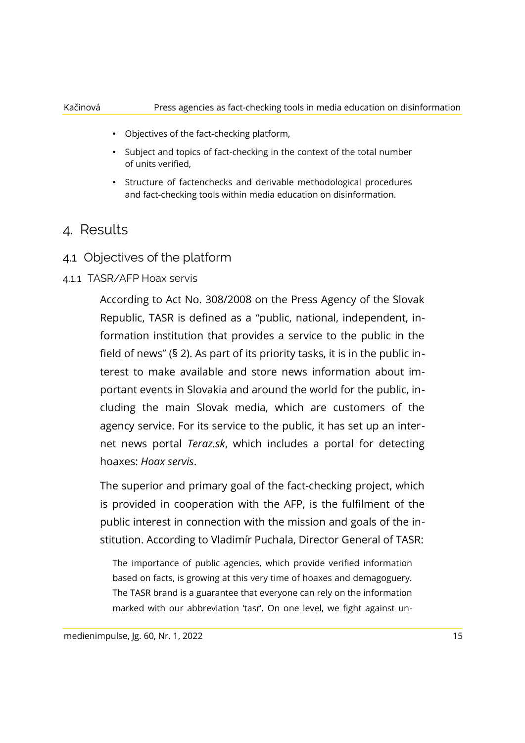- Objectives of the fact-checking platform,
- Subject and topics of fact-checking in the context of the total number of units verified,
- Structure of factenchecks and derivable methodological procedures and fact-checking tools within media education on disinformation.

# 4. Results

## 4.1 Objectives of the platform

### 4.1.1 TASR/AFP Hoax servis

According to Act No. 308/2008 on the Press Agency of the Slovak Republic, TASR is defined as a "public, national, independent, information institution that provides a service to the public in the field of news" (§ 2). As part of its priority tasks, it is in the public interest to make available and store news information about important events in Slovakia and around the world for the public, including the main Slovak media, which are customers of the agency service. For its service to the public, it has set up an internet news portal *Teraz.sk*, which includes a portal for detecting hoaxes: *Hoax servis*.

The superior and primary goal of the fact-checking project, which is provided in cooperation with the AFP, is the fulfilment of the public interest in connection with the mission and goals of the institution. According to Vladimír Puchala, Director General of TASR:

> The importance of public agencies, which provide verified information based on facts, is growing at this very time of hoaxes and demagoguery. The TASR brand is a guarantee that everyone can rely on the information marked with our abbreviation 'tasr'. On one level, we fight against un-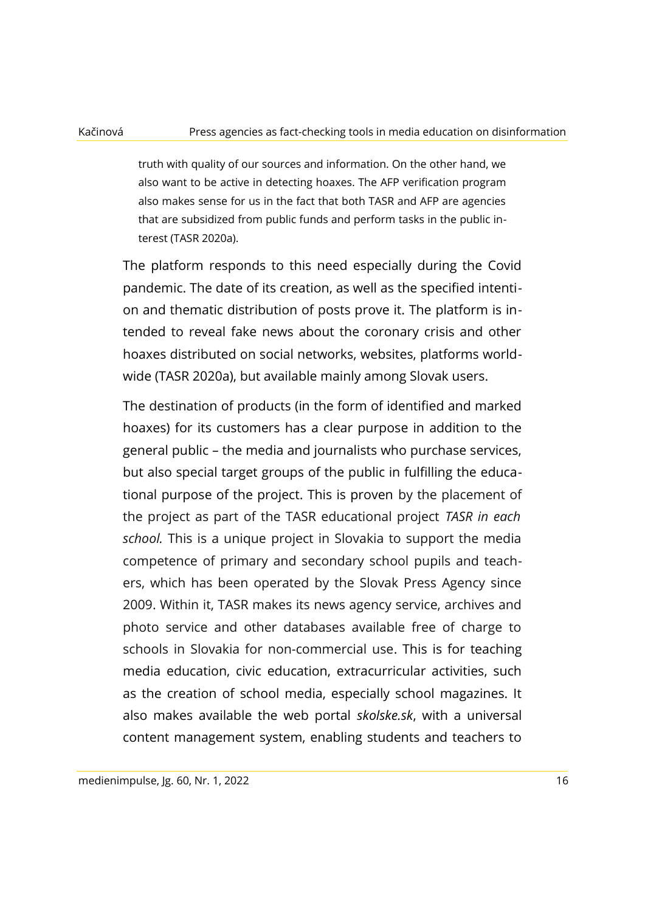> truth with quality of our sources and information. On the other hand, we also want to be active in detecting hoaxes. The AFP verification program also makes sense for us in the fact that both TASR and AFP are agencies that are subsidized from public funds and perform tasks in the public interest (TASR 2020a).

The platform responds to this need especially during the Covid pandemic. The date of its creation, as well as the specified intention and thematic distribution of posts prove it. The platform is intended to reveal fake news about the coronary crisis and other hoaxes distributed on social networks, websites, platforms worldwide (TASR 2020a), but available mainly among Slovak users.

The destination of products (in the form of identified and marked hoaxes) for its customers has a clear purpose in addition to the general public – the media and journalists who purchase services, but also special target groups of the public in fulfilling the educational purpose of the project. This is proven by the placement of the project as part of the TASR educational project *TASR in each school.* This is a unique project in Slovakia to support the media competence of primary and secondary school pupils and teachers, which has been operated by the Slovak Press Agency since 2009. Within it, TASR makes its news agency service, archives and photo service and other databases available free of charge to schools in Slovakia for non-commercial use. This is for teaching media education, civic education, extracurricular activities, such as the creation of school media, especially school magazines. It also makes available the web portal *skolske.sk*, with a universal content management system, enabling students and teachers to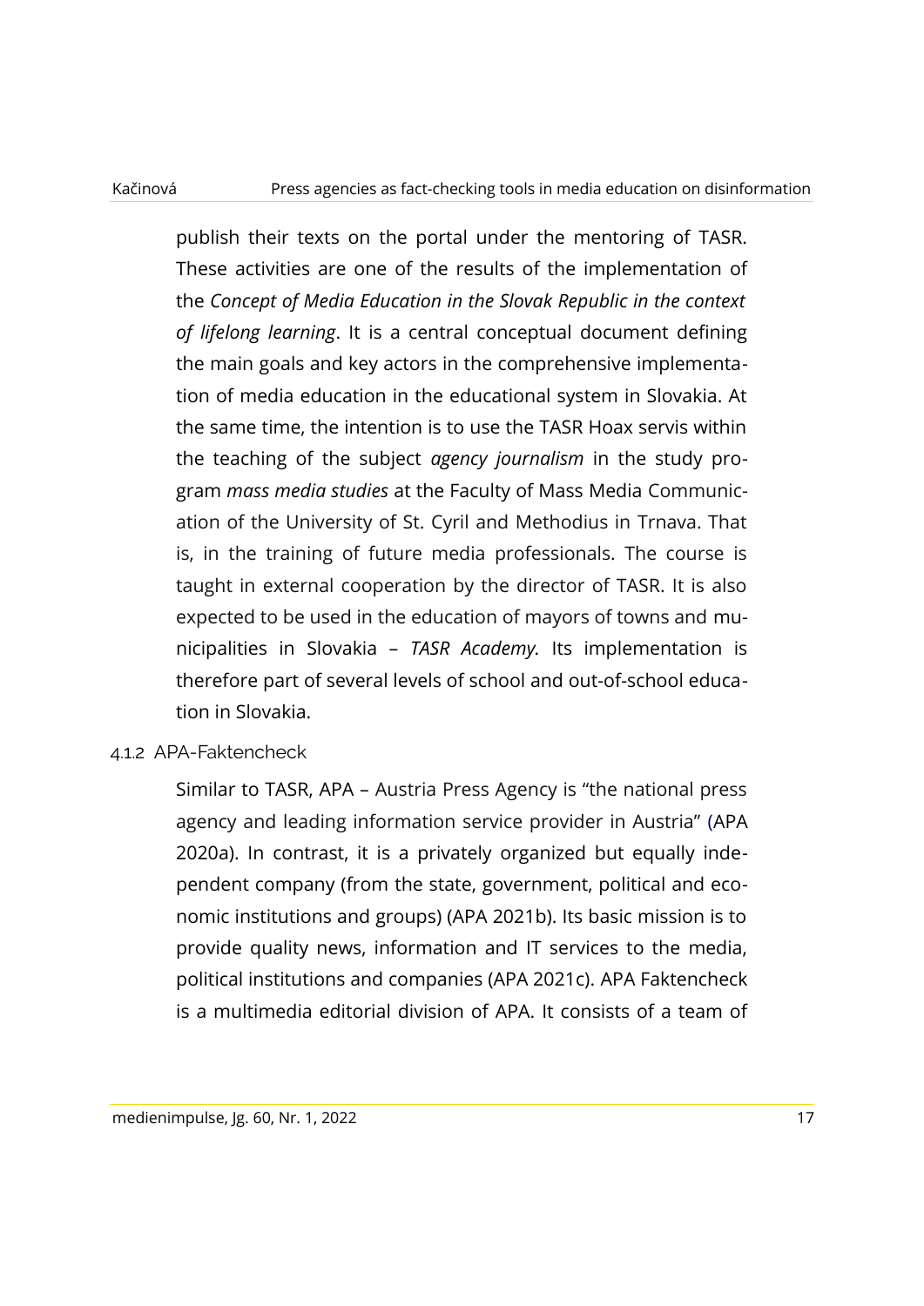publish their texts on the portal under the mentoring of TASR. These activities are one of the results of the implementation of the *Concept of Media Education in the Slovak Republic in the context of lifelong learning*. It is a central conceptual document defining the main goals and key actors in the comprehensive implementation of media education in the educational system in Slovakia. At the same time, the intention is to use the TASR Hoax servis within the teaching of the subject *agency journalism* in the study program *mass media studies* at the Faculty of Mass Media Communication of the University of St. Cyril and Methodius in Trnava. That is, in the training of future media professionals. The course is taught in external cooperation by the director of TASR. It is also expected to be used in the education of mayors of towns and municipalities in Slovakia – *TASR Academy.* Its implementation is therefore part of several levels of school and out-of-school education in Slovakia.

#### 4.1.2 APA-Faktencheck

Similar to TASR, APA – Austria Press Agency is "the national press agency and leading information service provider in Austria" (APA 2020a). In contrast, it is a privately organized but equally independent company (from the state, government, political and economic institutions and groups) (APA 2021b). Its basic mission is to provide quality news, information and IT services to the media, political institutions and companies (APA 2021c). APA Faktencheck is a multimedia editorial division of APA. It consists of a team of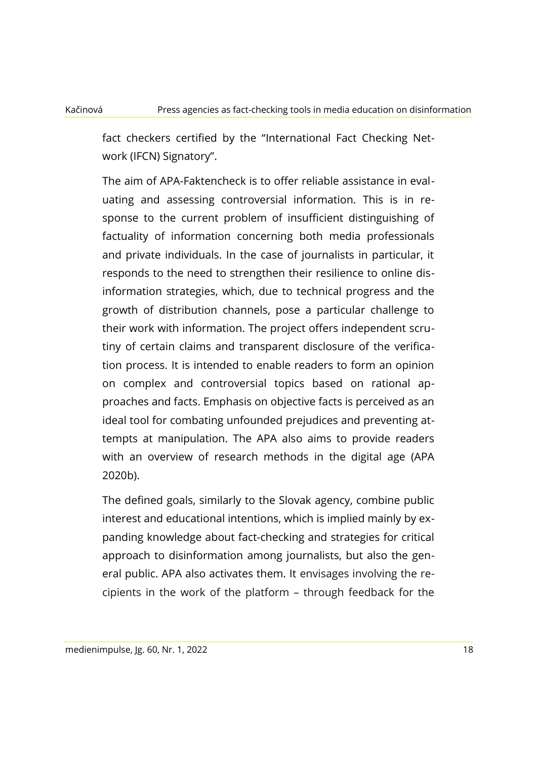fact checkers certified by the "International Fact Checking Network (IFCN) Signatory".

The aim of APA-Faktencheck is to offer reliable assistance in evaluating and assessing controversial information. This is in response to the current problem of insufficient distinguishing of factuality of information concerning both media professionals and private individuals. In the case of journalists in particular, it responds to the need to strengthen their resilience to online disinformation strategies, which, due to technical progress and the growth of distribution channels, pose a particular challenge to their work with information. The project offers independent scrutiny of certain claims and transparent disclosure of the verification process. It is intended to enable readers to form an opinion on complex and controversial topics based on rational approaches and facts. Emphasis on objective facts is perceived as an ideal tool for combating unfounded prejudices and preventing attempts at manipulation. The APA also aims to provide readers with an overview of research methods in the digital age (APA 2020b).

The defined goals, similarly to the Slovak agency, combine public interest and educational intentions, which is implied mainly by expanding knowledge about fact-checking and strategies for critical approach to disinformation among journalists, but also the general public. APA also activates them. It envisages involving the recipients in the work of the platform – through feedback for the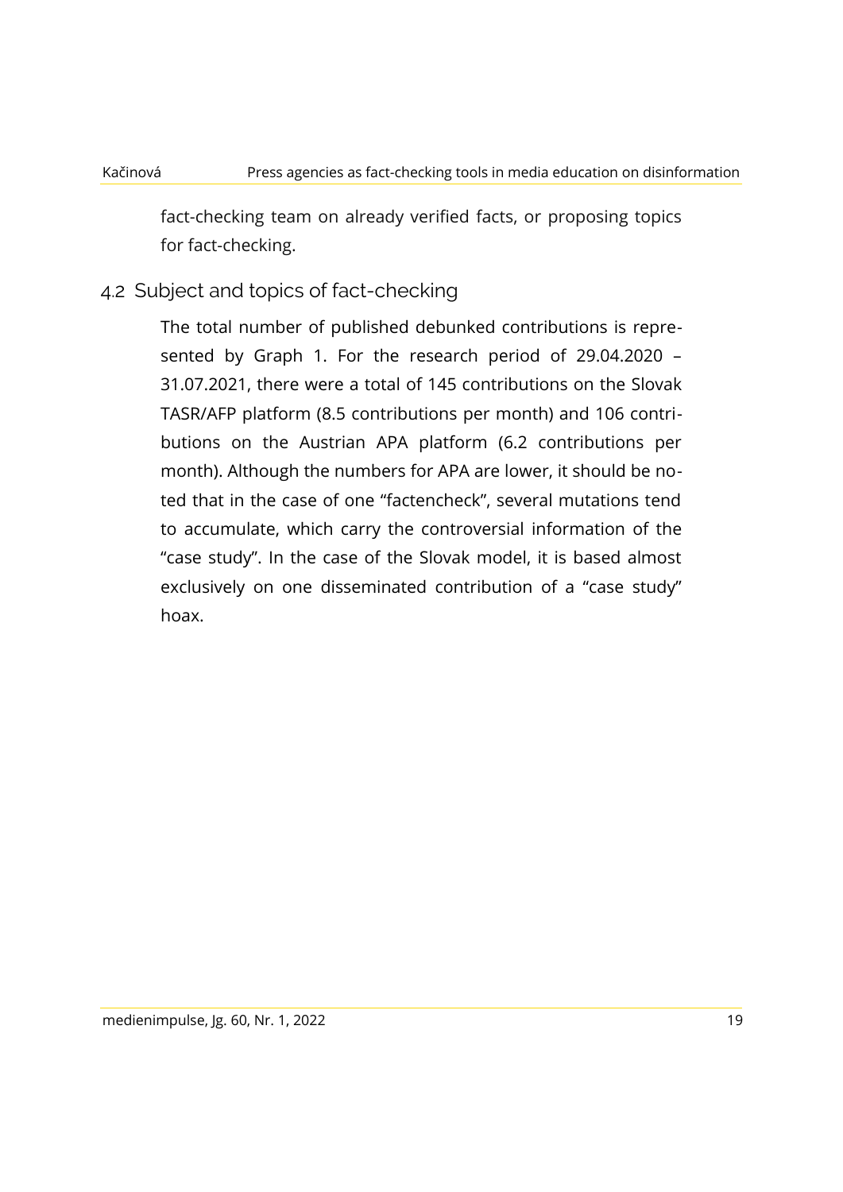fact-checking team on already verified facts, or proposing topics for fact-checking.

## 4.2 Subject and topics of fact-checking

The total number of published debunked contributions is represented by Graph 1. For the research period of 29.04.2020 – 31.07.2021, there were a total of 145 contributions on the Slovak TASR/AFP platform (8.5 contributions per month) and 106 contributions on the Austrian APA platform (6.2 contributions per month). Although the numbers for APA are lower, it should be noted that in the case of one "factencheck", several mutations tend to accumulate, which carry the controversial information of the "case study". In the case of the Slovak model, it is based almost exclusively on one disseminated contribution of a "case study" hoax.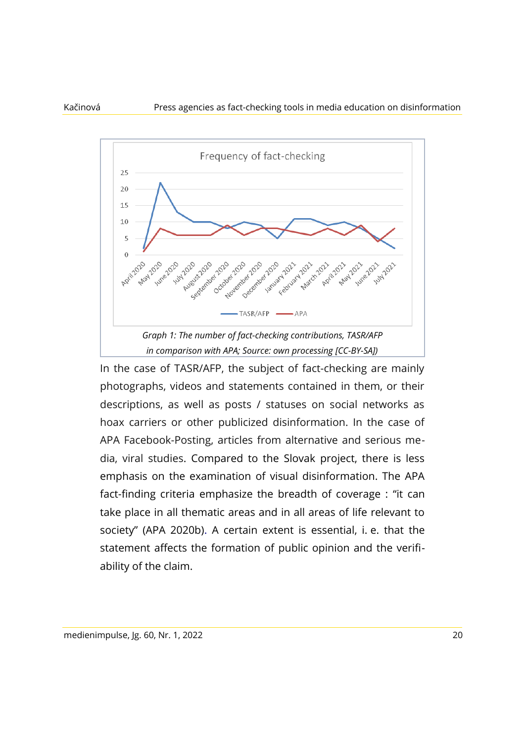Graph 1: *The number of fact-checking contributions, TASR/AFP in comparison with APA; Source: own processing [CC-BY-SA]*

In the case of TASR/AFP, the subject of fact-checking are mainly photographs, videos and statements contained in them, or their descriptions, as well as posts / statuses on social networks as hoax carriers or other publicized disinformation. In the case of APA Facebook-Posting, articles from alternative and serious media, viral studies. Compared to the Slovak project, there is less emphasis on the examination of visual disinformation. The APA fact-finding criteria emphasize the breadth of coverage : "it can take place in all thematic areas and in all areas of life relevant to society" (APA 2020b). A certain extent is essential, i. e. that the statement affects the formation of public opinion and the verifiability of the claim.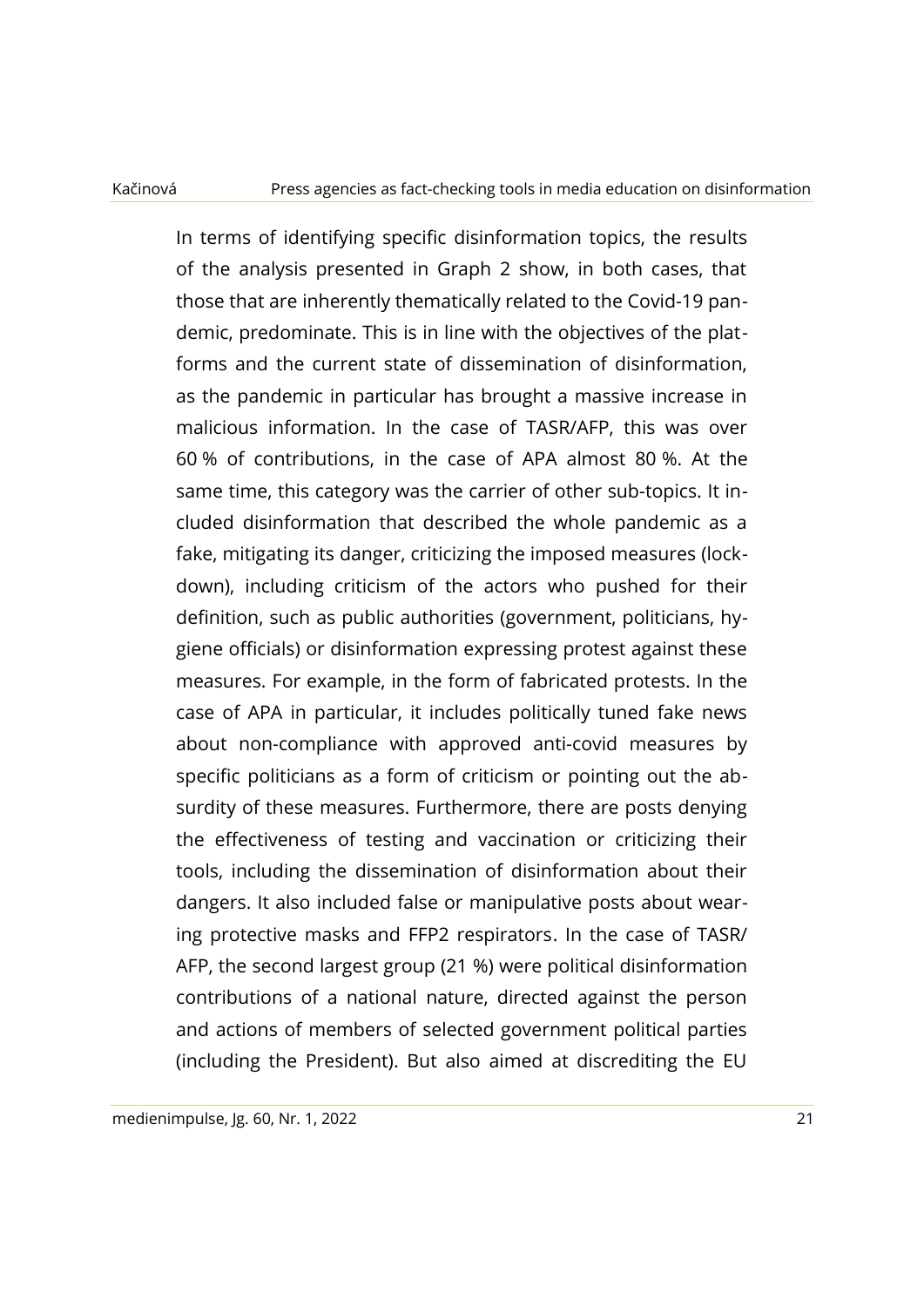In terms of identifying specific disinformation topics, the results of the analysis presented in Graph 2 show, in both cases, that those that are inherently thematically related to the Covid-19 pandemic, predominate. This is in line with the objectives of the platforms and the current state of dissemination of disinformation, as the pandemic in particular has brought a massive increase in malicious information. In the case of TASR/AFP, this was over 60 % of contributions, in the case of APA almost 80 %. At the same time, this category was the carrier of other sub-topics. It included disinformation that described the whole pandemic as a fake, mitigating its danger, criticizing the imposed measures (lockdown), including criticism of the actors who pushed for their definition, such as public authorities (government, politicians, hygiene officials) or disinformation expressing protest against these measures. For example, in the form of fabricated protests. In the case of APA in particular, it includes politically tuned fake news about non-compliance with approved anti-covid measures by specific politicians as a form of criticism or pointing out the absurdity of these measures. Furthermore, there are posts denying the effectiveness of testing and vaccination or criticizing their tools, including the dissemination of disinformation about their dangers. It also included false or manipulative posts about wearing protective masks and FFP2 respirators. In the case of TASR/AFP, the second largest group (21 %) were political disinformation contributions of a national nature, directed against the person and actions of members of selected government political parties (including the President). But also aimed at discrediting the EU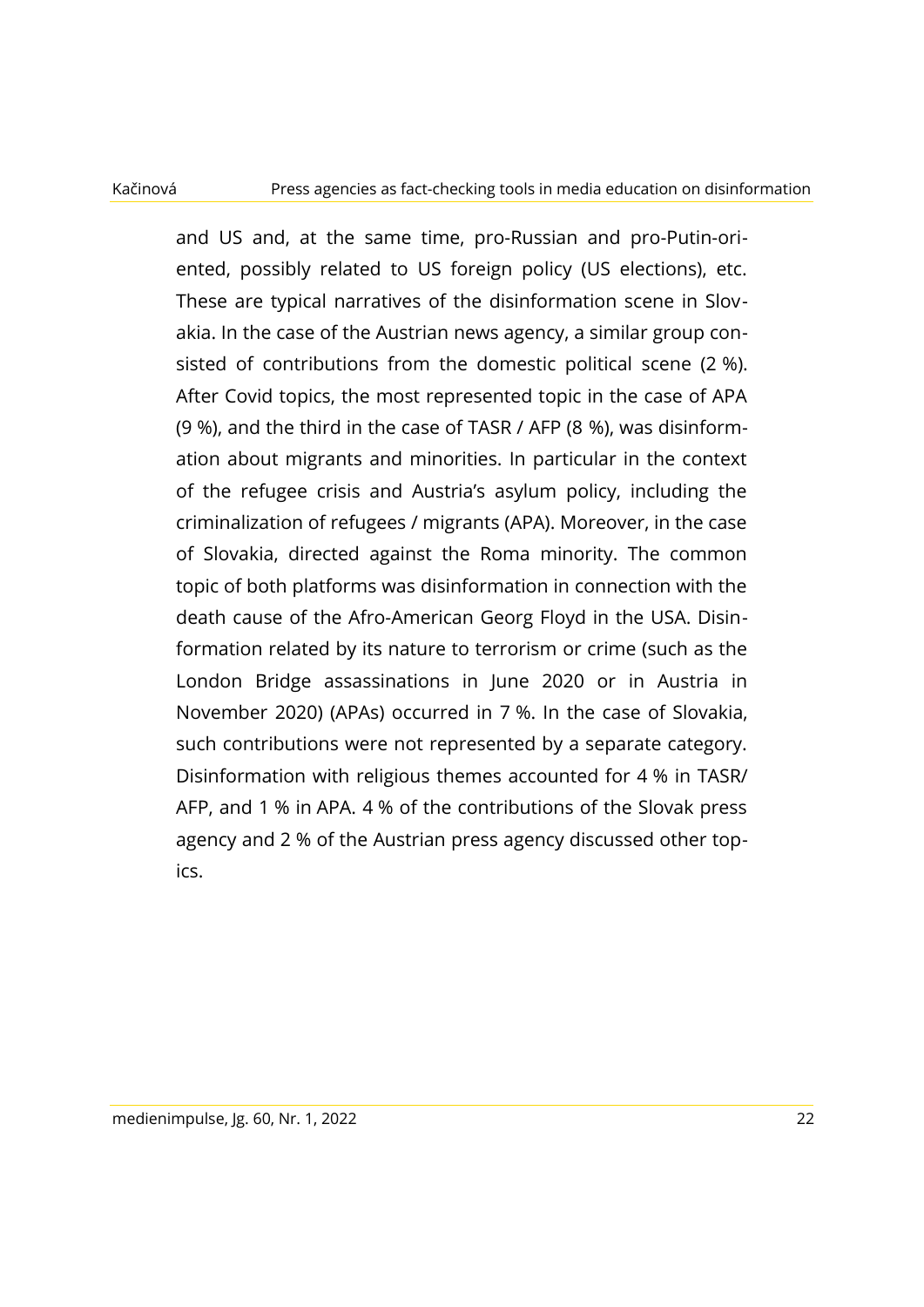and US and, at the same time, pro-Russian and pro-Putin-oriented, possibly related to US foreign policy (US elections), etc. These are typical narratives of the disinformation scene in Slovakia. In the case of the Austrian news agency, a similar group consisted of contributions from the domestic political scene (2 %). After Covid topics, the most represented topic in the case of APA (9 %), and the third in the case of TASR / AFP (8 %), was disinformation about migrants and minorities. In particular in the context of the refugee crisis and Austria's asylum policy, including the criminalization of refugees / migrants (APA). Moreover, in the case of Slovakia, directed against the Roma minority. The common topic of both platforms was disinformation in connection with the death cause of the Afro-American Georg Floyd in the USA. Disinformation related by its nature to terrorism or crime (such as the London Bridge assassinations in June 2020 or in Austria in November 2020) (APAs) occurred in 7 %. In the case of Slovakia, such contributions were not represented by a separate category. Disinformation with religious themes accounted for 4 % in TASR/ AFP, and 1 % in APA. 4 % of the contributions of the Slovak press agency and 2 % of the Austrian press agency discussed other topics.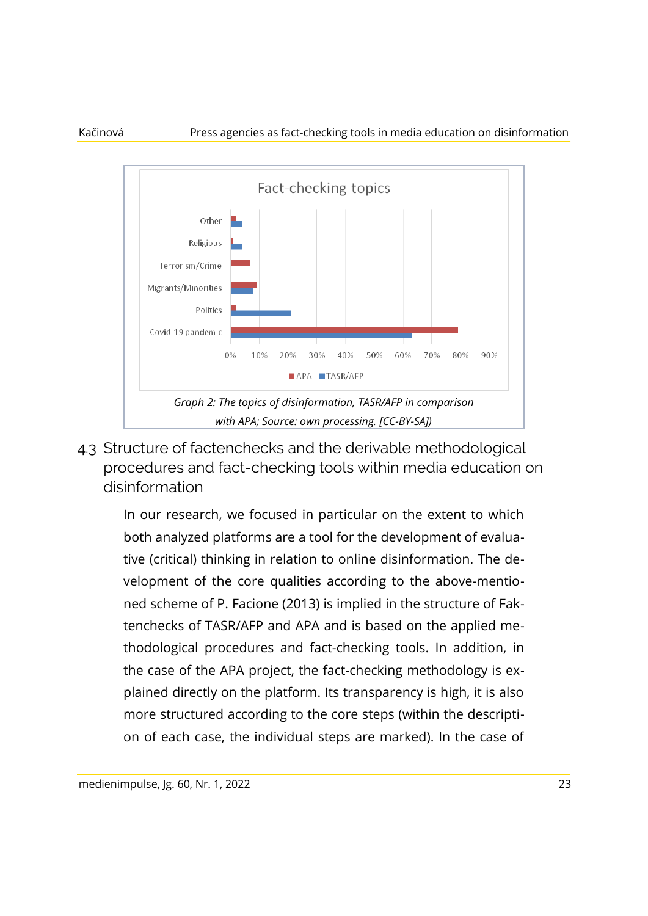Graph 2: The topics of disinformation, TASR/AFP in comparison with APA; Source: own processing. [CC-BY-SA])

## 4.3 Structure of factenchecks and the derivable methodological procedures and fact-checking tools within media education on disinformation

In our research, we focused in particular on the extent to which both analyzed platforms are a tool for the development of evaluative (critical) thinking in relation to online disinformation. The development of the core qualities according to the above-mentioned scheme of P. Facione (2013) is implied in the structure of Faktenchecks of TASR/AFP and APA and is based on the applied methodological procedures and fact-checking tools. In addition, in the case of the APA project, the fact-checking methodology is explained directly on the platform. Its transparency is high, it is also more structured according to the core steps (within the description of each case, the individual steps are marked). In the case of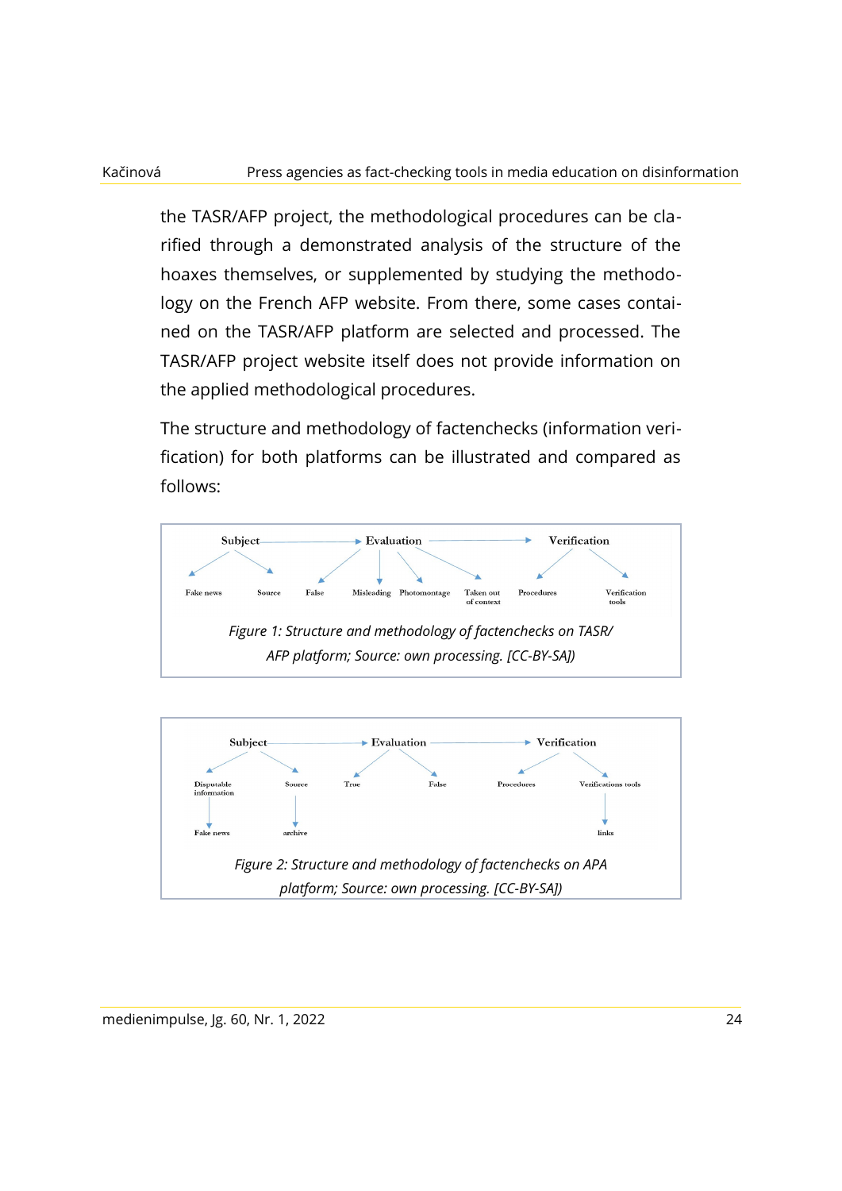the TASR/AFP project, the methodological procedures can be clarified through a demonstrated analysis of the structure of the hoaxes themselves, or supplemented by studying the methodology on the French AFP website. From there, some cases contained on the TASR/AFP platform are selected and processed. The TASR/AFP project website itself does not provide information on the applied methodological procedures.

The structure and methodology of factenchecks (information verification) for both platforms can be illustrated and compared as follows:

*Figure 1: Structure and methodology of factenchecks on TASR/AFP platform; Source: own processing. [CC-BY-SA])*

*Figure 2: Structure and methodology of factenchecks on APA platform; Source: own processing. [CC-BY-SA])*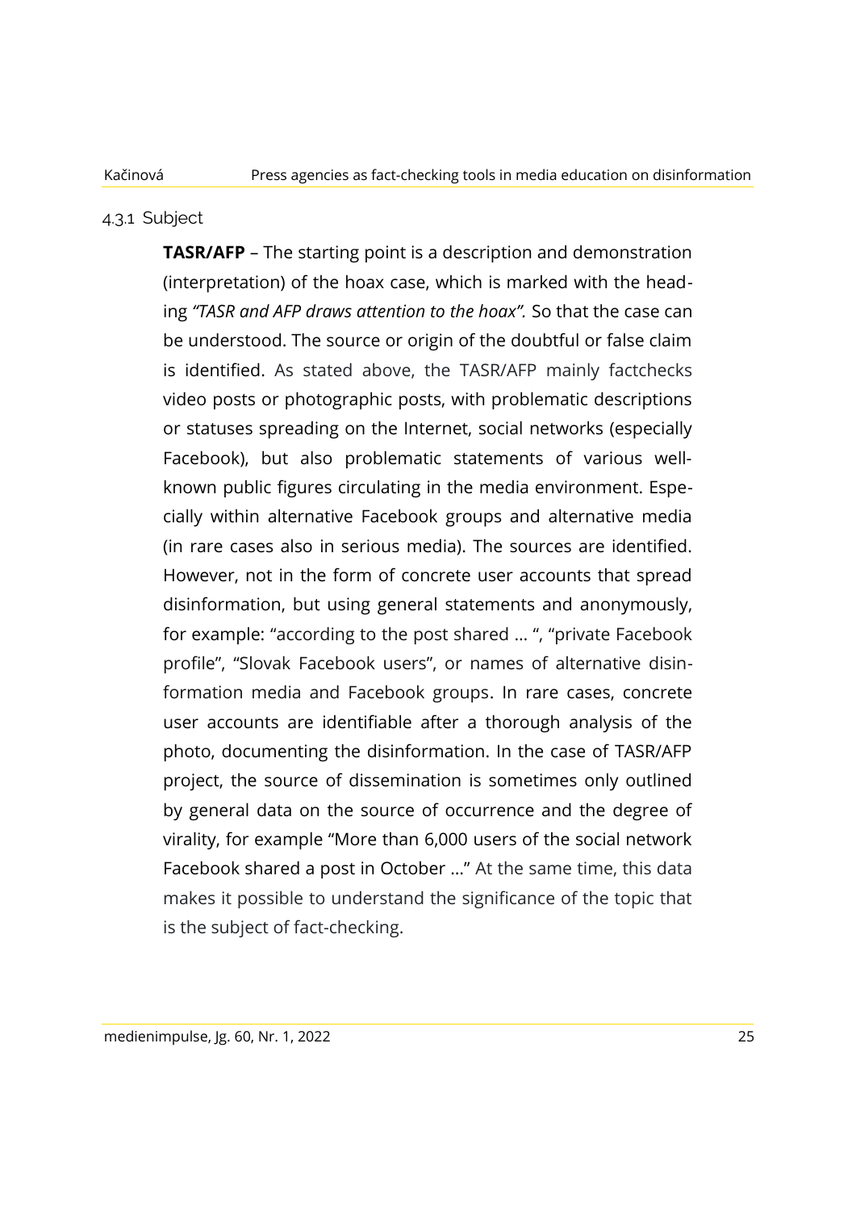#### 4.3.1 Subject

**TASR/AFP** – The starting point is a description and demonstration (interpretation) of the hoax case, which is marked with the heading *"TASR and AFP draws attention to the hoax".* So that the case can be understood. The source or origin of the doubtful or false claim is identified. As stated above, the TASR/AFP mainly factchecks video posts or photographic posts, with problematic descriptions or statuses spreading on the Internet, social networks (especially Facebook), but also problematic statements of various well-known public figures circulating in the media environment. Especially within alternative Facebook groups and alternative media (in rare cases also in serious media). The sources are identified. However, not in the form of concrete user accounts that spread disinformation, but using general statements and anonymously, for example: "according to the post shared … ", "private Facebook profile", "Slovak Facebook users", or names of alternative disinformation media and Facebook groups. In rare cases, concrete user accounts are identifiable after a thorough analysis of the photo, documenting the disinformation. In the case of TASR/AFP project, the source of dissemination is sometimes only outlined by general data on the source of occurrence and the degree of virality, for example "More than 6,000 users of the social network Facebook shared a post in October …" At the same time, this data makes it possible to understand the significance of the topic that is the subject of fact-checking.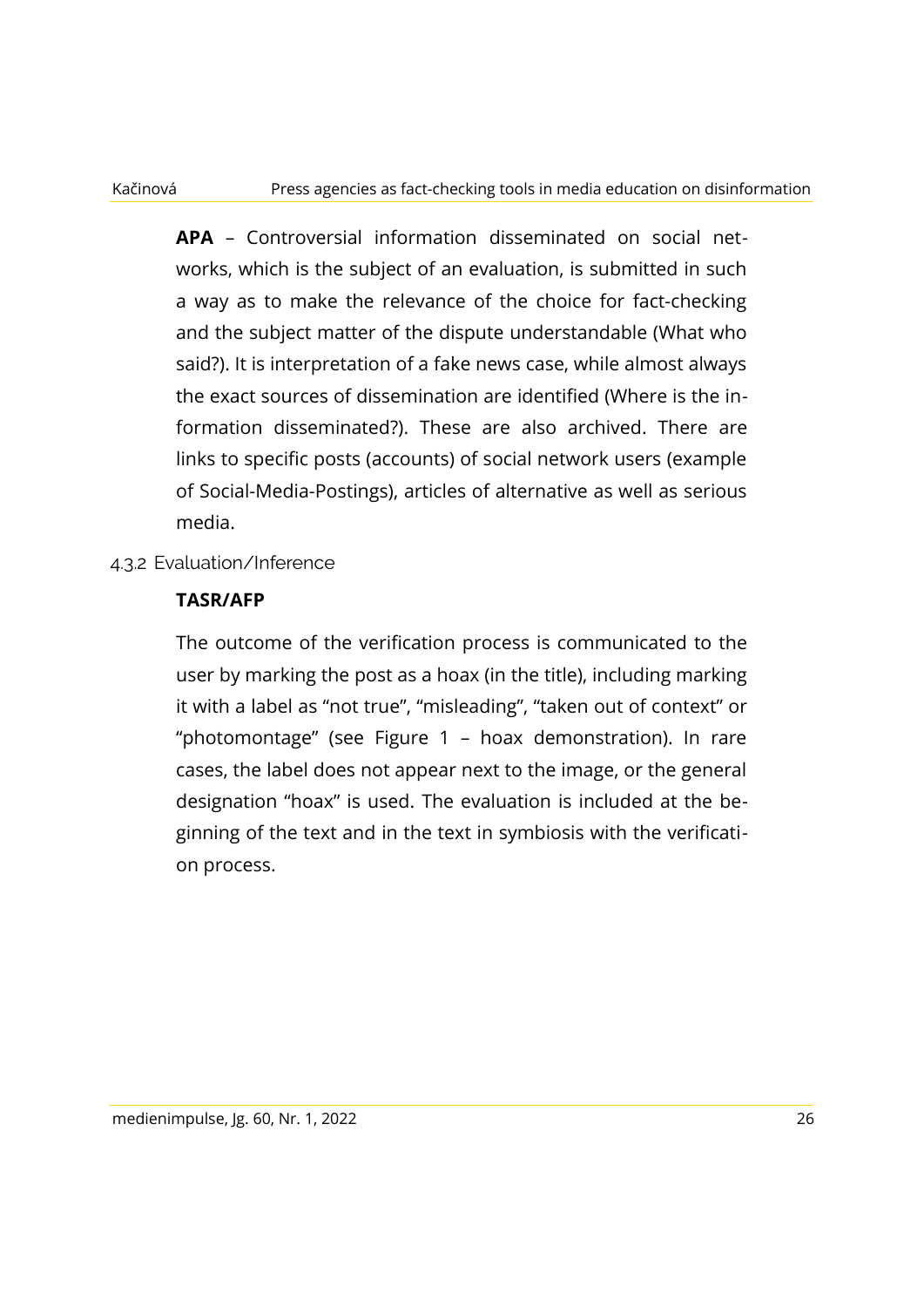**APA** – Controversial information disseminated on social networks, which is the subject of an evaluation, is submitted in such a way as to make the relevance of the choice for fact-checking and the subject matter of the dispute understandable (What who said?). It is interpretation of a fake news case, while almost always the exact sources of dissemination are identified (Where is the information disseminated?). These are also archived. There are links to specific posts (accounts) of social network users (example of Social-Media-Postings), articles of alternative as well as serious media.

### 4.3.2 Evaluation/Inference

**TASR/AFP**

The outcome of the verification process is communicated to the user by marking the post as a hoax (in the title), including marking it with a label as "not true", "misleading", "taken out of context" or "photomontage" (see Figure 1 – hoax demonstration). In rare cases, the label does not appear next to the image, or the general designation "hoax" is used. The evaluation is included at the beginning of the text and in the text in symbiosis with the verification process.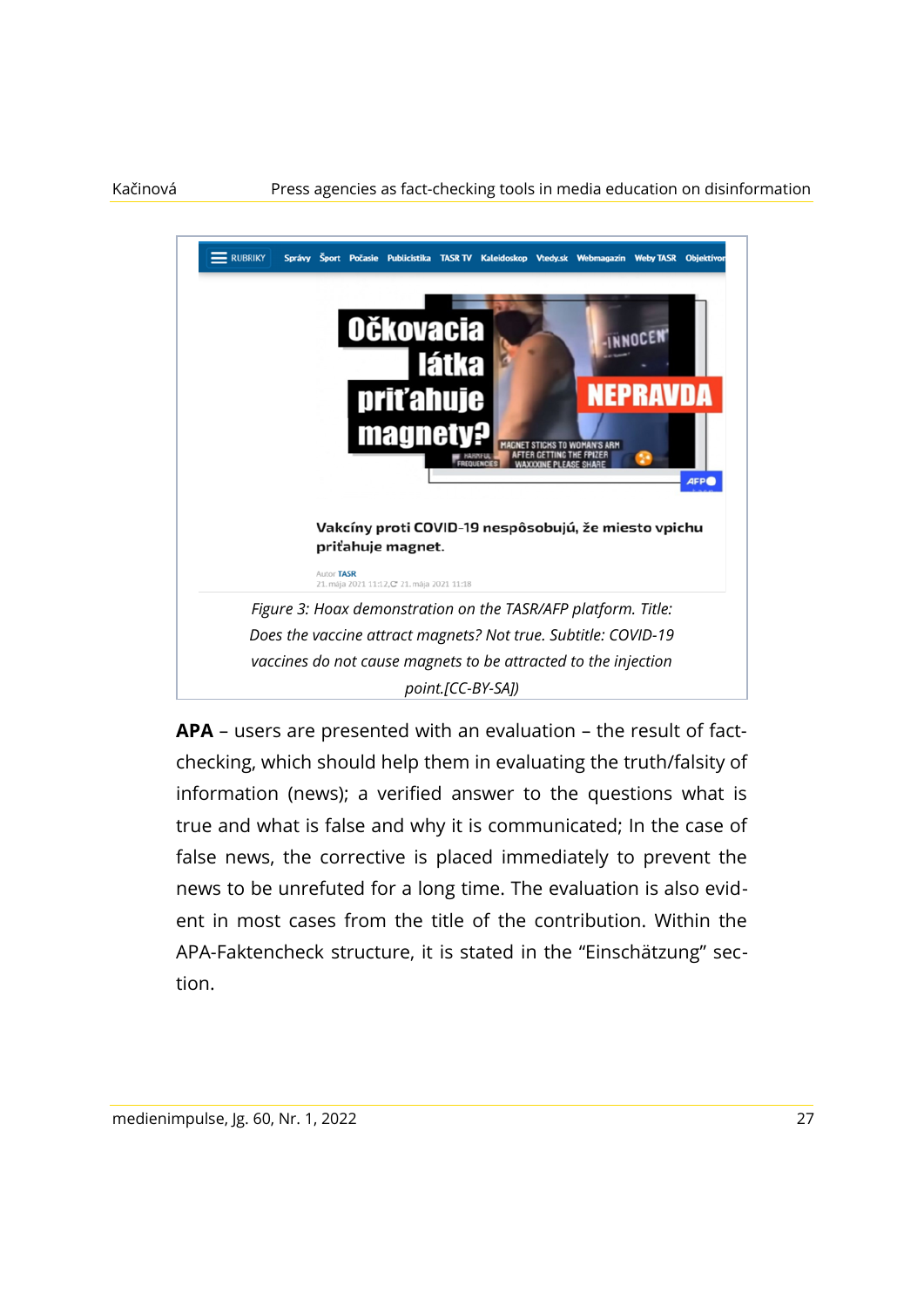*Figure 3: Hoax demonstration on the TASR/AFP platform. Title: Does the vaccine attract magnets? Not true. Subtitle: COVID-19 vaccines do not cause magnets to be attracted to the injection point.[CC-BY-SA])*

**APA** – users are presented with an evaluation – the result of fact-checking, which should help them in evaluating the truth/falsity of information (news); a verified answer to the questions what is true and what is false and why it is communicated; In the case of false news, the corrective is placed immediately to prevent the news to be unrefuted for a long time. The evaluation is also evident in most cases from the title of the contribution. Within the APA-Faktencheck structure, it is stated in the "Einschätzung" section.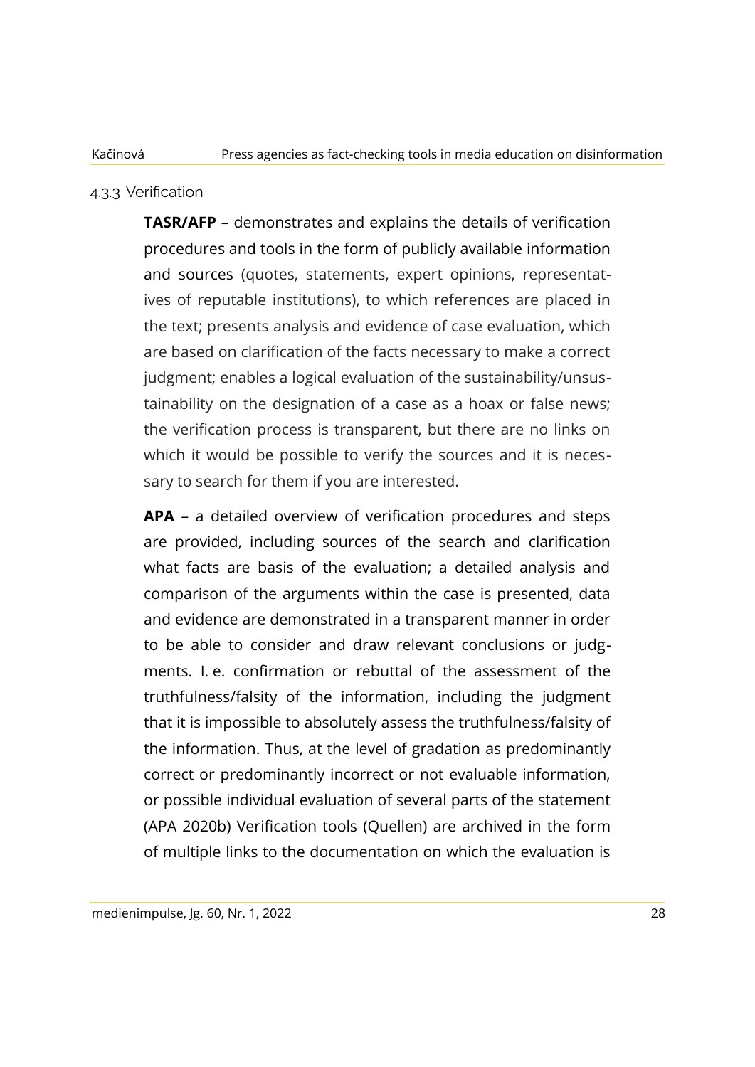#### 4.3.3 Verification

**TASR/AFP** – demonstrates and explains the details of verification procedures and tools in the form of publicly available information and sources (quotes, statements, expert opinions, representatives of reputable institutions), to which references are placed in the text; presents analysis and evidence of case evaluation, which are based on clarification of the facts necessary to make a correct judgment; enables a logical evaluation of the sustainability/unsustainability on the designation of a case as a hoax or false news; the verification process is transparent, but there are no links on which it would be possible to verify the sources and it is necessary to search for them if you are interested.

**APA** – a detailed overview of verification procedures and steps are provided, including sources of the search and clarification what facts are basis of the evaluation; a detailed analysis and comparison of the arguments within the case is presented, data and evidence are demonstrated in a transparent manner in order to be able to consider and draw relevant conclusions or judgments. I. e. confirmation or rebuttal of the assessment of the truthfulness/falsity of the information, including the judgment that it is impossible to absolutely assess the truthfulness/falsity of the information. Thus, at the level of gradation as predominantly correct or predominantly incorrect or not evaluable information, or possible individual evaluation of several parts of the statement (APA 2020b) Verification tools (Quellen) are archived in the form of multiple links to the documentation on which the evaluation is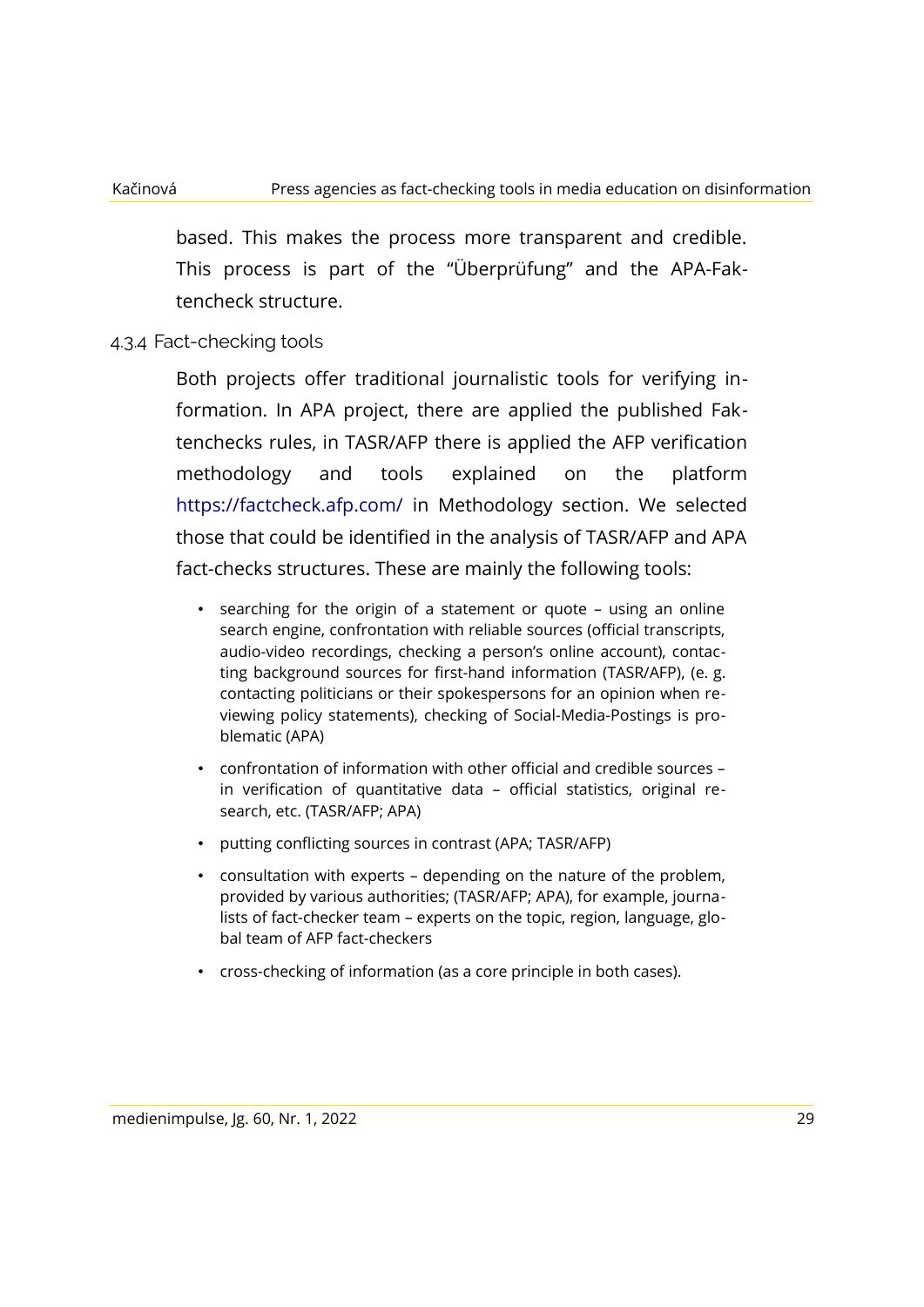based. This makes the process more transparent and credible. This process is part of the "Überprüfung" and the APA-Faktencheck structure.

### 4.3.4 Fact-checking tools

Both projects offer traditional journalistic tools for verifying information. In APA project, there are applied the published Faktenchecks rules, in TASR/AFP there is applied the AFP verification methodology and tools explained on the platform https://factcheck.afp.com/ in Methodology section. We selected those that could be identified in the analysis of TASR/AFP and APA fact-checks structures. These are mainly the following tools:

- searching for the origin of a statement or quote – using an online search engine, confrontation with reliable sources (official transcripts, audio-video recordings, checking a person's online account), contacting background sources for first-hand information (TASR/AFP), (e. g. contacting politicians or their spokespersons for an opinion when reviewing policy statements), checking of Social-Media-Postings is problematic (APA)
- confrontation of information with other official and credible sources – in verification of quantitative data – official statistics, original research, etc. (TASR/AFP; APA)
- putting conflicting sources in contrast (APA; TASR/AFP)
- consultation with experts – depending on the nature of the problem, provided by various authorities; (TASR/AFP; APA), for example, journalists of fact-checker team – experts on the topic, region, language, global team of AFP fact-checkers
- cross-checking of information (as a core principle in both cases).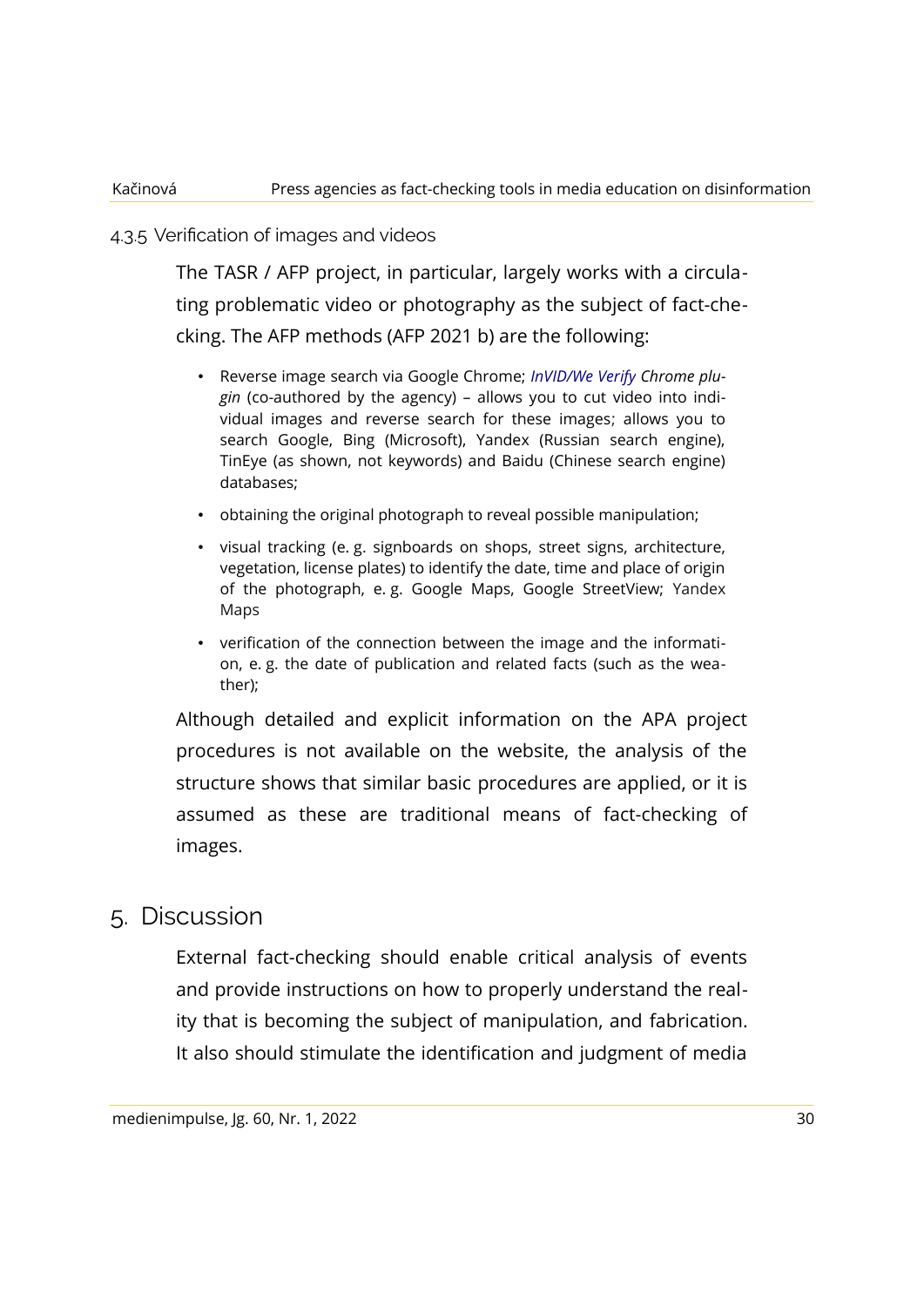#### 4.3.5 Verification of images and videos

The TASR / AFP project, in particular, largely works with a circulating problematic video or photography as the subject of fact-checking. The AFP methods (AFP 2021 b) are the following:

- Reverse image search via Google Chrome; *InVID/We Verify Chrome plugin* (co-authored by the agency) – allows you to cut video into individual images and reverse search for these images; allows you to search Google, Bing (Microsoft), Yandex (Russian search engine), TinEye (as shown, not keywords) and Baidu (Chinese search engine) databases;
- obtaining the original photograph to reveal possible manipulation;
- visual tracking (e. g. signboards on shops, street signs, architecture, vegetation, license plates) to identify the date, time and place of origin of the photograph, e. g. Google Maps, Google StreetView; Yandex Maps
- verification of the connection between the image and the information, e. g. the date of publication and related facts (such as the weather);

Although detailed and explicit information on the APA project procedures is not available on the website, the analysis of the structure shows that similar basic procedures are applied, or it is assumed as these are traditional means of fact-checking of images.

## 5. Discussion

External fact-checking should enable critical analysis of events and provide instructions on how to properly understand the reality that is becoming the subject of manipulation, and fabrication. It also should stimulate the identification and judgment of media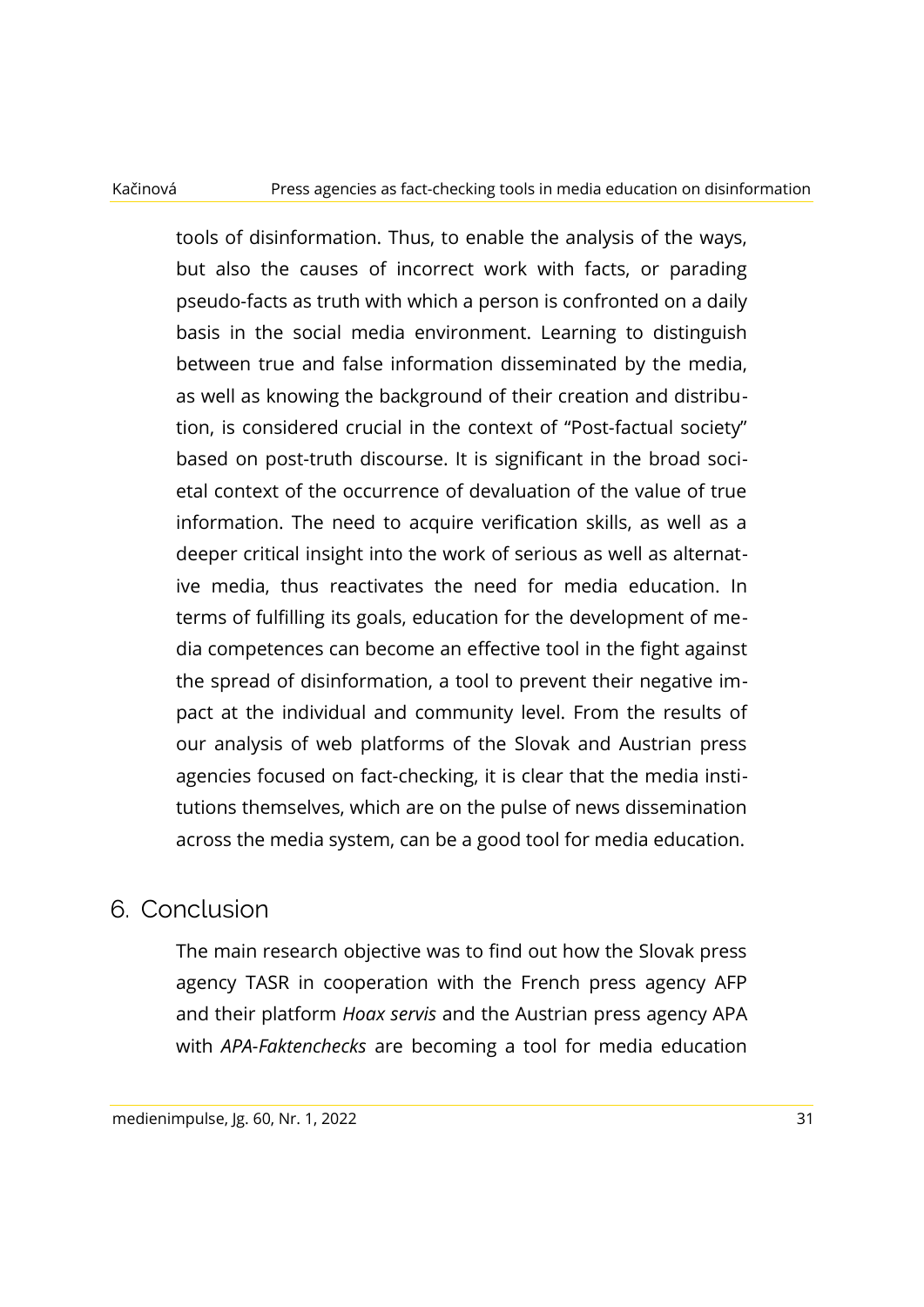tools of disinformation. Thus, to enable the analysis of the ways, but also the causes of incorrect work with facts, or parading pseudo-facts as truth with which a person is confronted on a daily basis in the social media environment. Learning to distinguish between true and false information disseminated by the media, as well as knowing the background of their creation and distribution, is considered crucial in the context of "Post-factual society" based on post-truth discourse. It is significant in the broad societal context of the occurrence of devaluation of the value of true information. The need to acquire verification skills, as well as a deeper critical insight into the work of serious as well as alternative media, thus reactivates the need for media education. In terms of fulfilling its goals, education for the development of media competences can become an effective tool in the fight against the spread of disinformation, a tool to prevent their negative impact at the individual and community level. From the results of our analysis of web platforms of the Slovak and Austrian press agencies focused on fact-checking, it is clear that the media institutions themselves, which are on the pulse of news dissemination across the media system, can be a good tool for media education.

## 6. Conclusion

The main research objective was to find out how the Slovak press agency TASR in cooperation with the French press agency AFP and their platform *Hoax servis* and the Austrian press agency APA with *APA-Faktenchecks* are becoming a tool for media education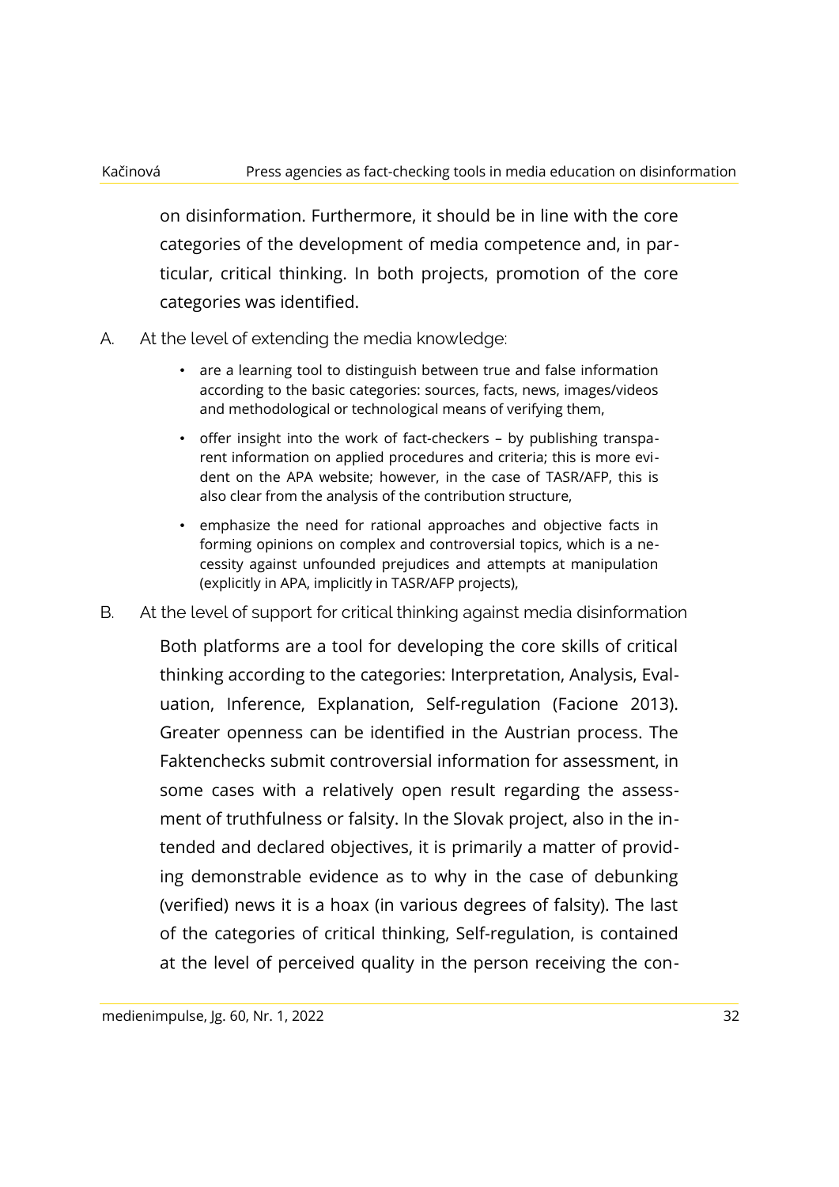on disinformation. Furthermore, it should be in line with the core categories of the development of media competence and, in particular, critical thinking. In both projects, promotion of the core categories was identified.

A. At the level of extending the media knowledge:

- are a learning tool to distinguish between true and false information according to the basic categories: sources, facts, news, images/videos and methodological or technological means of verifying them,
- offer insight into the work of fact-checkers – by publishing transparent information on applied procedures and criteria; this is more evident on the APA website; however, in the case of TASR/AFP, this is also clear from the analysis of the contribution structure,
- emphasize the need for rational approaches and objective facts in forming opinions on complex and controversial topics, which is a necessity against unfounded prejudices and attempts at manipulation (explicitly in APA, implicitly in TASR/AFP projects),

B. At the level of support for critical thinking against media disinformation

Both platforms are a tool for developing the core skills of critical thinking according to the categories: Interpretation, Analysis, Evaluation, Inference, Explanation, Self-regulation (Facione 2013). Greater openness can be identified in the Austrian process. The Faktenchecks submit controversial information for assessment, in some cases with a relatively open result regarding the assessment of truthfulness or falsity. In the Slovak project, also in the intended and declared objectives, it is primarily a matter of providing demonstrable evidence as to why in the case of debunking (verified) news it is a hoax (in various degrees of falsity). The last of the categories of critical thinking, Self-regulation, is contained at the level of perceived quality in the person receiving the con-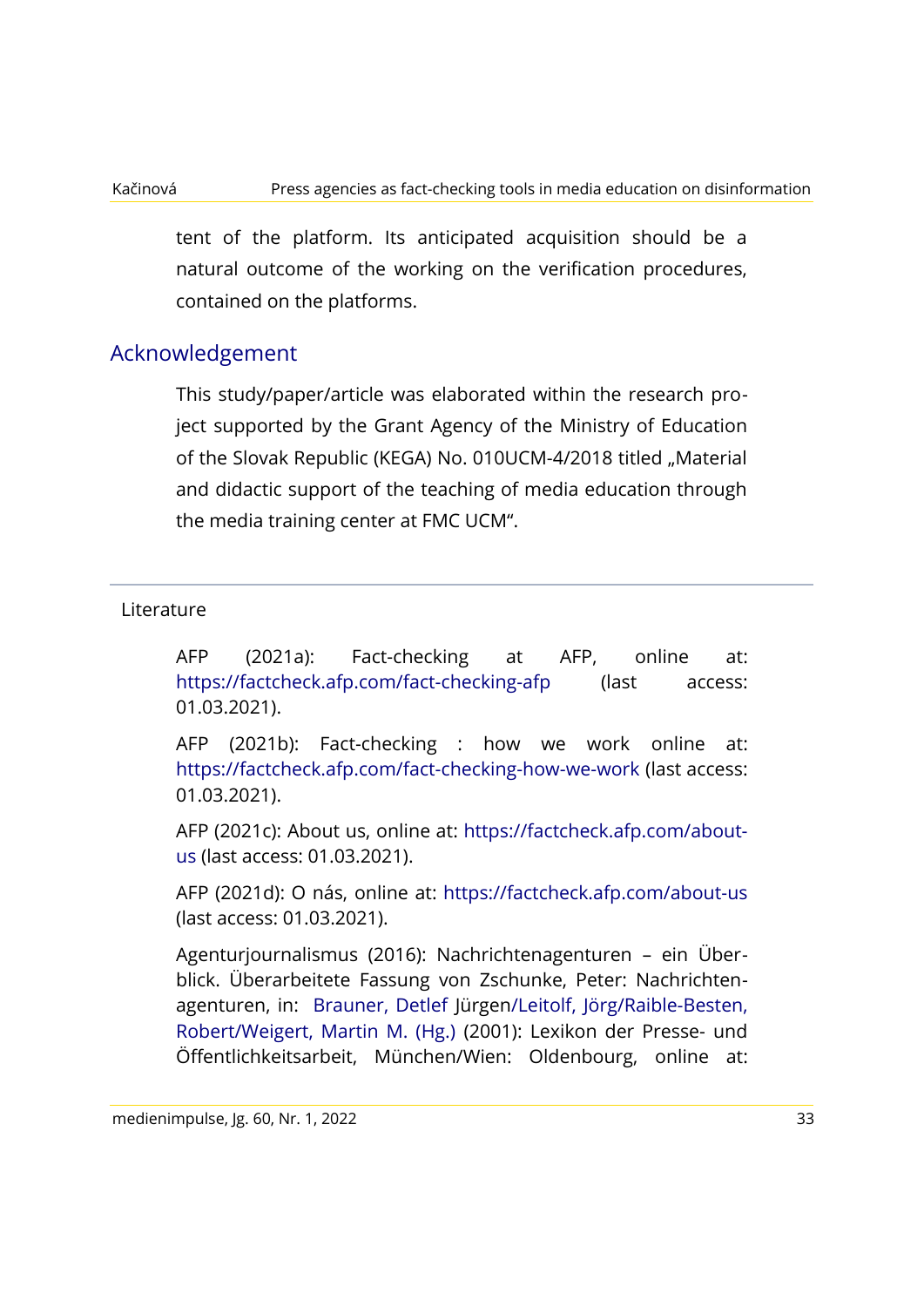tent of the platform. Its anticipated acquisition should be a natural outcome of the working on the verification procedures, contained on the platforms.

## Acknowledgement

This study/paper/article was elaborated within the research project supported by the Grant Agency of the Ministry of Education of the Slovak Republic (KEGA) No. 010UCM-4/2018 titled „Material and didactic support of the teaching of media education through the media training center at FMC UCM".

## Literature

AFP (2021a): Fact-checking at AFP, online at: https://factcheck.afp.com/fact-checking-afp (last access: 01.03.2021).

AFP (2021b): Fact-checking : how we work online at: https://factcheck.afp.com/fact-checking-how-we-work (last access: 01.03.2021).

AFP (2021c): About us, online at: https://factcheck.afp.com/about-us (last access: 01.03.2021).

AFP (2021d): O nás, online at: https://factcheck.afp.com/about-us (last access: 01.03.2021).

Agenturjournalismus (2016): Nachrichtenagenturen – ein Überblick. Überarbeitete Fassung von Zschunke, Peter: Nachrichtenagenturen, in: Brauner, Detlef Jürgen/Leitolf, Jörg/Raible-Besten, Robert/Weigert, Martin M. (Hg.) (2001): Lexikon der Presse- und Öffentlichkeitsarbeit, München/Wien: Oldenbourg, online at: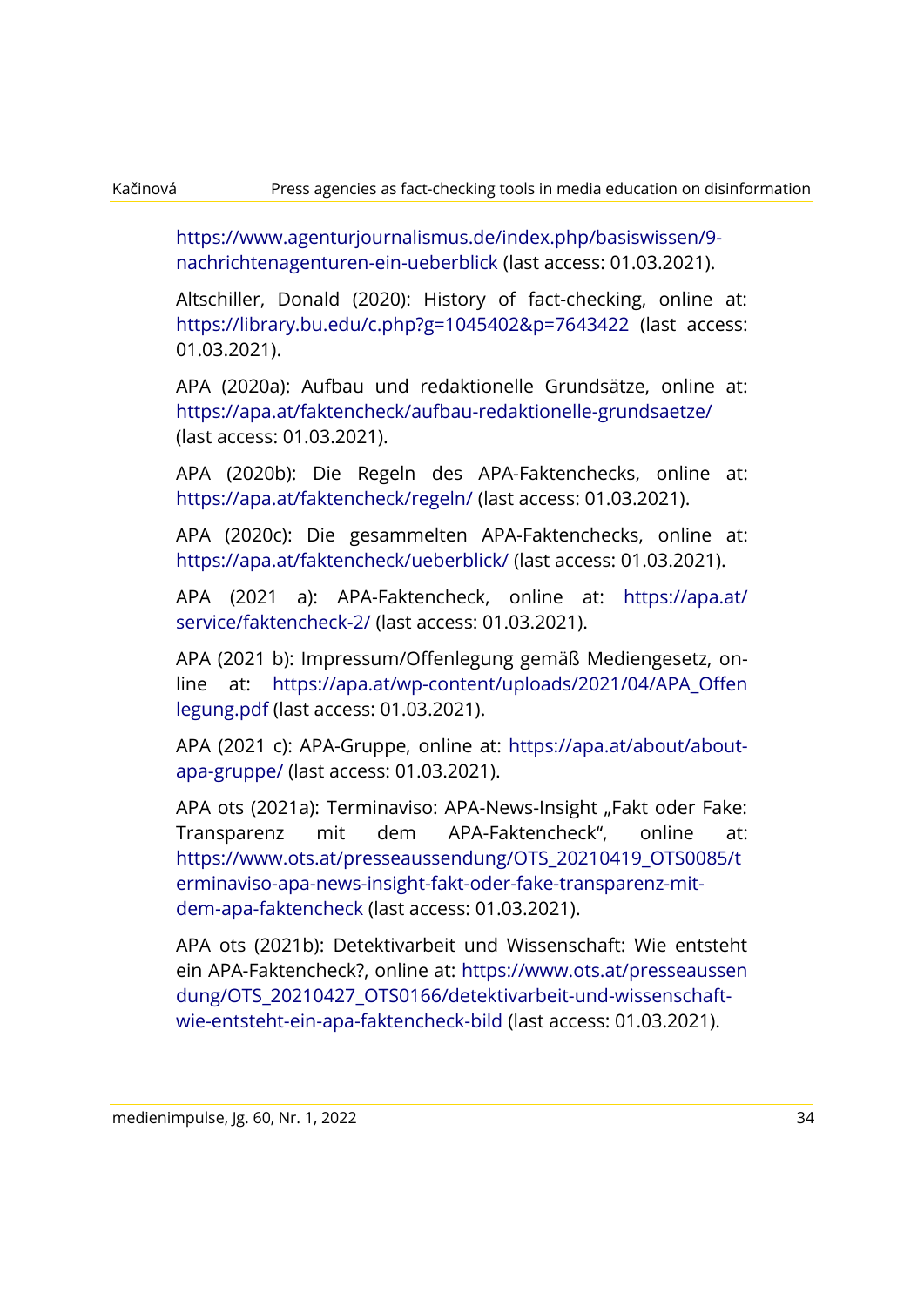https://www.agenturjournalismus.de/index.php/basiswissen/9-nachrichtenagenturen-ein-ueberblick (last access: 01.03.2021).

Altschiller, Donald (2020): History of fact-checking, online at: https://library.bu.edu/c.php?g=1045402&p=7643422 (last access: 01.03.2021).

APA (2020a): Aufbau und redaktionelle Grundsätze, online at: https://apa.at/faktencheck/aufbau-redaktionelle-grundsaetze/ (last access: 01.03.2021).

APA (2020b): Die Regeln des APA-Faktenchecks, online at: https://apa.at/faktencheck/regeln/ (last access: 01.03.2021).

APA (2020c): Die gesammelten APA-Faktenchecks, online at: https://apa.at/faktencheck/ueberblick/ (last access: 01.03.2021).

APA (2021 a): APA-Faktencheck, online at: https://apa.at/service/faktencheck-2/ (last access: 01.03.2021).

APA (2021 b): Impressum/Offenlegung gemäß Mediengesetz, online at: https://apa.at/wp-content/uploads/2021/04/APA_Offenlegung.pdf (last access: 01.03.2021).

APA (2021 c): APA-Gruppe, online at: https://apa.at/about/about-apa-gruppe/ (last access: 01.03.2021).

APA ots (2021a): Terminaviso: APA-News-Insight „Fakt oder Fake: Transparenz mit dem APA-Faktencheck", online at: https://www.ots.at/presseaussendung/OTS_20210419_OTS0085/terminaviso-apa-news-insight-fakt-oder-fake-transparenz-mit-dem-apa-faktencheck (last access: 01.03.2021).

APA ots (2021b): Detektivarbeit und Wissenschaft: Wie entsteht ein APA-Faktencheck?, online at: https://www.ots.at/presseaussendung/OTS_20210427_OTS0166/detektivarbeit-und-wissenschaft-wie-entsteht-ein-apa-faktencheck-bild (last access: 01.03.2021).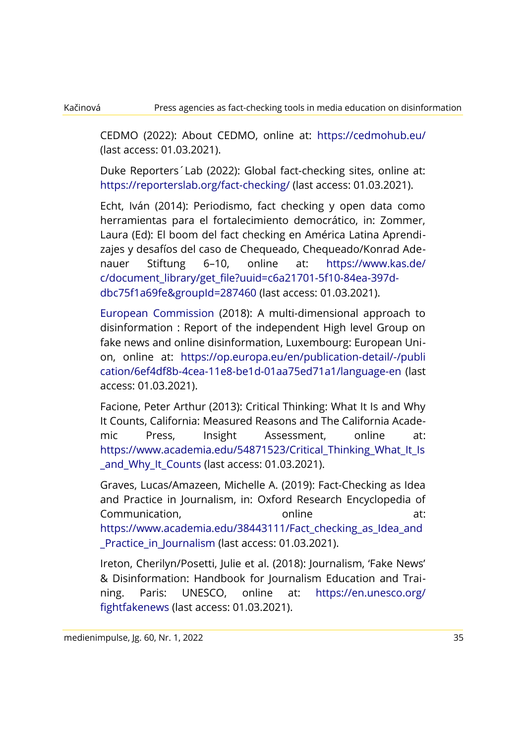CEDMO (2022): About CEDMO, online at: https://cedmohub.eu/ (last access: 01.03.2021).

Duke Reporters´Lab (2022): Global fact-checking sites, online at: https://reporterslab.org/fact-checking/ (last access: 01.03.2021).

Echt, Iván (2014): Periodismo, fact checking y open data como herramientas para el fortalecimiento democrático, in: Zommer, Laura (Ed): El boom del fact checking en América Latina Aprendizajes y desafíos del caso de Chequeado, Chequeado/Konrad Adenauer Stiftung 6–10, online at: https://www.kas.de/c/document_library/get_file?uuid=c6a21701-5f10-84ea-397d-dbc75f1a69fe&groupId=287460 (last access: 01.03.2021).

European Commission (2018): A multi-dimensional approach to disinformation : Report of the independent High level Group on fake news and online disinformation, Luxembourg: European Union, online at: https://op.europa.eu/en/publication-detail/-/publication/6ef4df8b-4cea-11e8-be1d-01aa75ed71a1/language-en (last access: 01.03.2021).

Facione, Peter Arthur (2013): Critical Thinking: What It Is and Why It Counts, California: Measured Reasons and The California Academic Press, Insight Assessment, online at: https://www.academia.edu/54871523/Critical_Thinking_What_It_Is_and_Why_It_Counts (last access: 01.03.2021).

Graves, Lucas/Amazeen, Michelle A. (2019): Fact-Checking as Idea and Practice in Journalism, in: Oxford Research Encyclopedia of Communication, online at: https://www.academia.edu/38443111/Fact_checking_as_Idea_and_Practice_in_Journalism (last access: 01.03.2021).

Ireton, Cherilyn/Posetti, Julie et al. (2018): Journalism, 'Fake News' & Disinformation: Handbook for Journalism Education and Training. Paris: UNESCO, online at: https://en.unesco.org/fightfakenews (last access: 01.03.2021).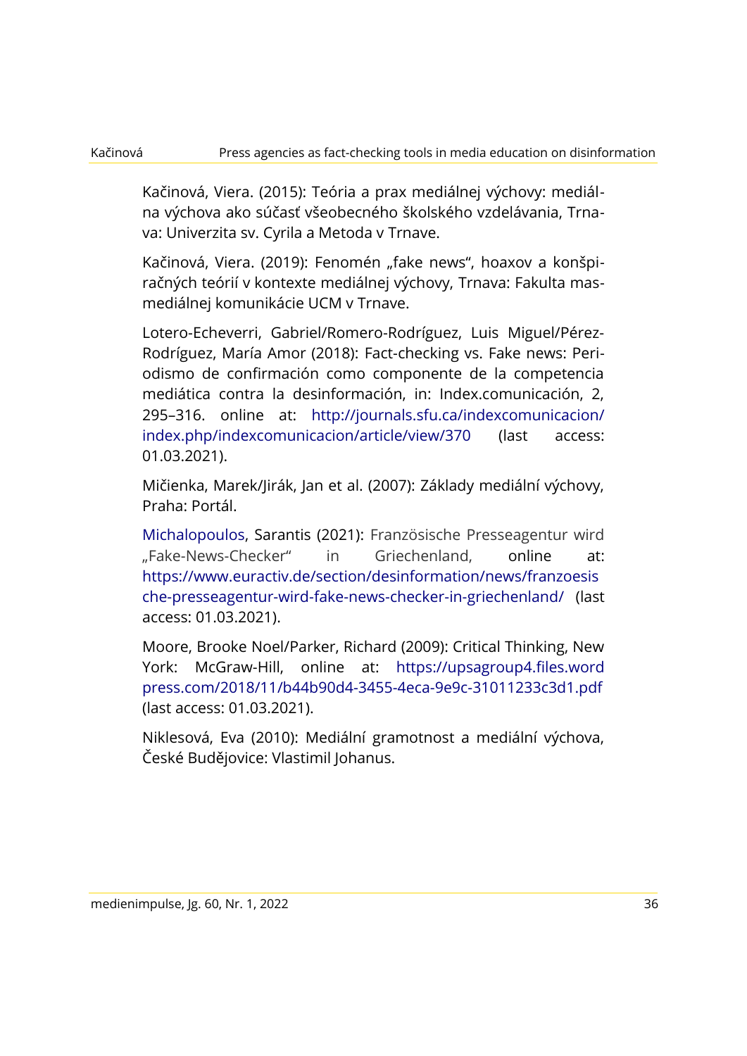Kačinová, Viera. (2015): Teória a prax mediálnej výchovy: mediálna výchova ako súčasť všeobecného školského vzdelávania, Trnava: Univerzita sv. Cyrila a Metoda v Trnave.

Kačinová, Viera. (2019): Fenomén „fake news", hoaxov a konšpiračných teórií v kontexte mediálnej výchovy, Trnava: Fakulta masmediálnej komunikácie UCM v Trnave.

Lotero-Echeverri, Gabriel/Romero-Rodríguez, Luis Miguel/Pérez-Rodríguez, María Amor (2018): Fact-checking vs. Fake news: Periodismo de confirmación como componente de la competencia mediática contra la desinformación, in: Index.comunicación, 2, 295–316. online at: http://journals.sfu.ca/indexcomunicacion/index.php/indexcomunicacion/article/view/370 (last access: 01.03.2021).

Mičienka, Marek/Jirák, Jan et al. (2007): Základy mediální výchovy, Praha: Portál.

Michalopoulos, Sarantis (2021): Französische Presseagentur wird „Fake-News-Checker" in Griechenland, online at: https://www.euractiv.de/section/desinformation/news/franzoesische-presseagentur-wird-fake-news-checker-in-griechenland/ (last access: 01.03.2021).

Moore, Brooke Noel/Parker, Richard (2009): Critical Thinking, New York: McGraw-Hill, online at: https://upsagroup4.files.wordpress.com/2018/11/b44b90d4-3455-4eca-9e9c-31011233c3d1.pdf (last access: 01.03.2021).

Niklesová, Eva (2010): Mediální gramotnost a mediální výchova, České Budějovice: Vlastimil Johanus.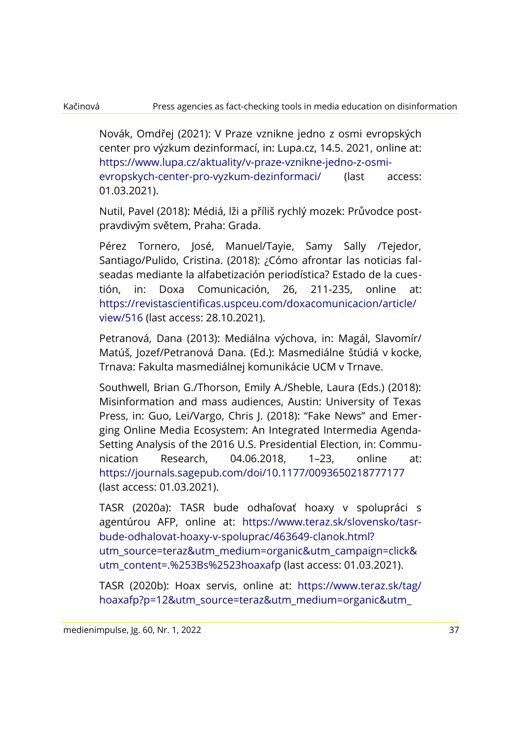Novák, Omdřej (2021): V Praze vznikne jedno z osmi evropských center pro výzkum dezinformací, in: Lupa.cz, 14.5. 2021, online at: https://www.lupa.cz/aktuality/v-praze-vznikne-jedno-z-osmi-evropskych-center-pro-vyzkum-dezinformaci/ (last access: 01.03.2021).

Nutil, Pavel (2018): Médiá, lži a příliš rychlý mozek: Průvodce post-pravdivým světem, Praha: Grada.

Pérez Tornero, José, Manuel/Tayie, Samy Sally /Tejedor, Santiago/Pulido, Cristina. (2018): ¿Cómo afrontar las noticias falseadas mediante la alfabetización periodística? Estado de la cuestión, in: Doxa Comunicación, 26, 211-235, online at: https://revistascientificas.uspceu.com/doxacomunicacion/article/view/516 (last access: 28.10.2021).

Petranová, Dana (2013): Mediálna výchova, in: Magál, Slavomír/ Matúš, Jozef/Petranová Dana. (Ed.): Masmediálne štúdiá v kocke, Trnava: Fakulta masmediálnej komunikácie UCM v Trnave.

Southwell, Brian G./Thorson, Emily A./Sheble, Laura (Eds.) (2018): Misinformation and mass audiences, Austin: University of Texas Press, in: Guo, Lei/Vargo, Chris J. (2018): "Fake News" and Emerging Online Media Ecosystem: An Integrated Intermedia Agenda-Setting Analysis of the 2016 U.S. Presidential Election, in: Communication Research, 04.06.2018, 1–23, online at: https://journals.sagepub.com/doi/10.1177/0093650218777177 (last access: 01.03.2021).

TASR (2020a): TASR bude odhaľovať hoaxy v spolupráci s agentúrou AFP, online at: https://www.teraz.sk/slovensko/tasr-bude-odhalovat-hoaxy-v-spoluprac/463649-clanok.html?utm_source=teraz&utm_medium=organic&utm_campaign=click&utm_content=.%253Bs%2523hoaxafp (last access: 01.03.2021).

TASR (2020b): Hoax servis, online at: https://www.teraz.sk/tag/hoaxafp?p=12&utm_source=teraz&utm_medium=organic&utm_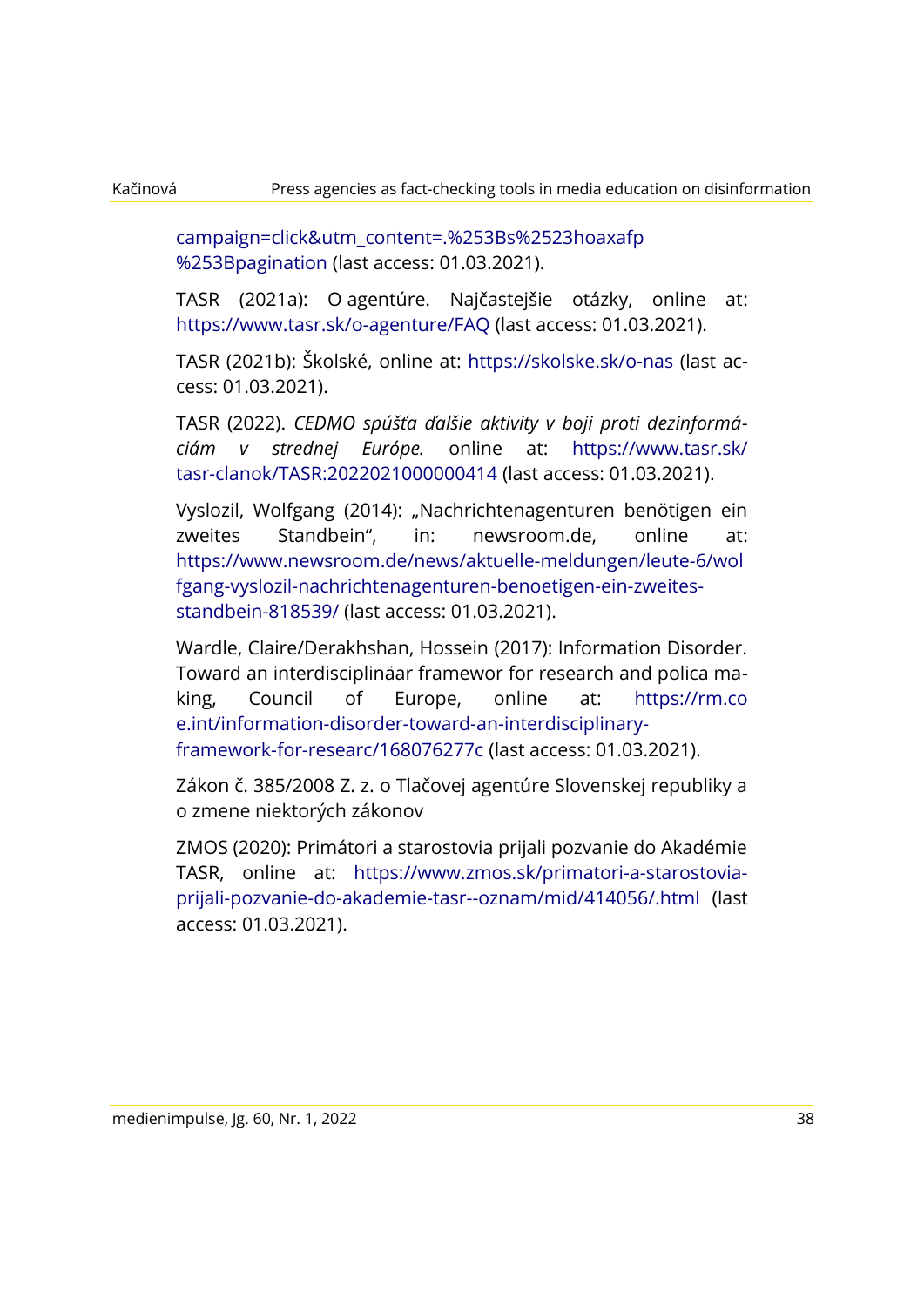campaign=click&utm_content=.%253Bs%2523hoaxafp%253Bpagination (last access: 01.03.2021).

TASR (2021a): O agentúre. Najčastejšie otázky, online at: https://www.tasr.sk/o-agenture/FAQ (last access: 01.03.2021).

TASR (2021b): Školské, online at: https://skolske.sk/o-nas (last access: 01.03.2021).

TASR (2022). *CEDMO spúšťa ďalšie aktivity v boji proti dezinformáciám v strednej Európe.* online at: https://www.tasr.sk/tasr-clanok/TASR:2022021000000414 (last access: 01.03.2021).

Vyslozil, Wolfgang (2014): „Nachrichtenagenturen benötigen ein zweites Standbein", in: newsroom.de, online at: https://www.newsroom.de/news/aktuelle-meldungen/leute-6/wolfgang-vyslozil-nachrichtenagenturen-benoetigen-ein-zweites-standbein-818539/ (last access: 01.03.2021).

Wardle, Claire/Derakhshan, Hossein (2017): Information Disorder. Toward an interdisciplinäar framewor for research and polica making, Council of Europe, online at: https://rm.coe.int/information-disorder-toward-an-interdisciplinary-framework-for-researc/168076277c (last access: 01.03.2021).

Zákon č. 385/2008 Z. z. o Tlačovej agentúre Slovenskej republiky a o zmene niektorých zákonov

ZMOS (2020): Primátori a starostovia prijali pozvanie do Akadémie TASR, online at: https://www.zmos.sk/primatori-a-starostovia-prijali-pozvanie-do-akademie-tasr--oznam/mid/414056/.html (last access: 01.03.2021).